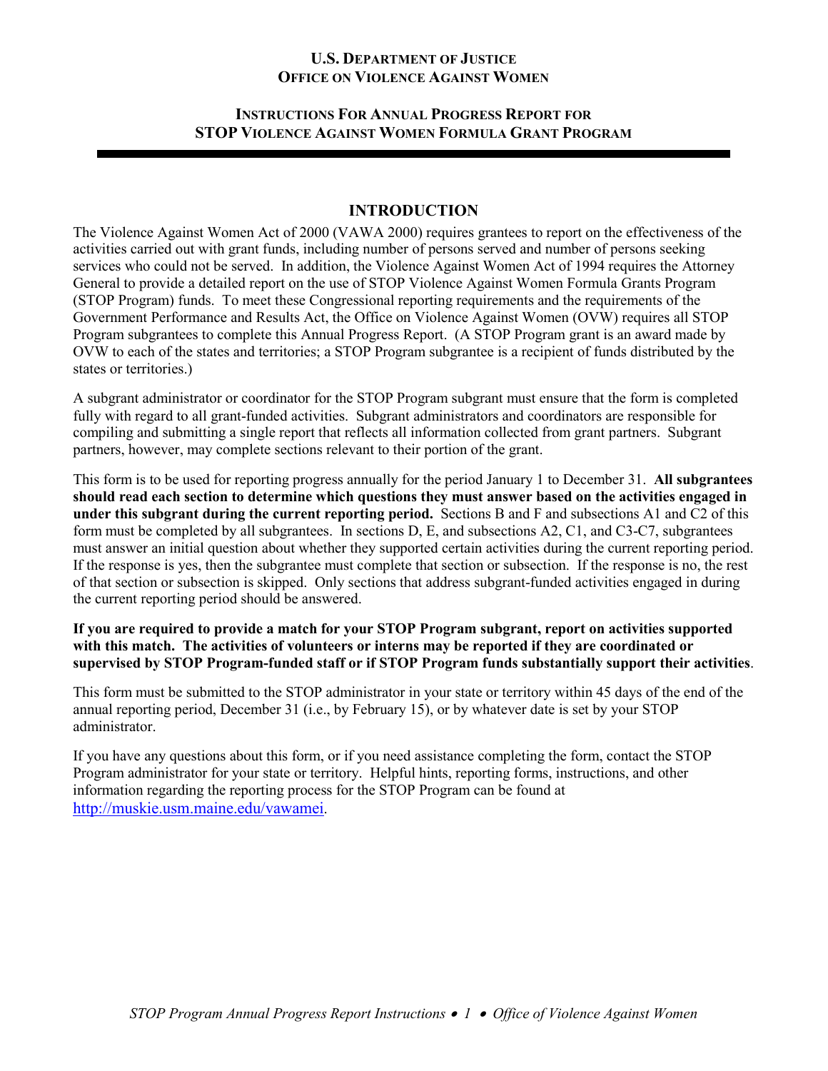**U.S. DEPARTMENT OF JUSTICE**
**OFFICE ON VIOLENCE AGAINST WOMEN**

# INSTRUCTIONS FOR ANNUAL PROGRESS REPORT FOR STOP VIOLENCE AGAINST WOMEN FORMULA GRANT PROGRAM

## INTRODUCTION

The Violence Against Women Act of 2000 (VAWA 2000) requires grantees to report on the effectiveness of the activities carried out with grant funds, including number of persons served and number of persons seeking services who could not be served. In addition, the Violence Against Women Act of 1994 requires the Attorney General to provide a detailed report on the use of STOP Violence Against Women Formula Grants Program (STOP Program) funds. To meet these Congressional reporting requirements and the requirements of the Government Performance and Results Act, the Office on Violence Against Women (OVW) requires all STOP Program subgrantees to complete this Annual Progress Report. (A STOP Program grant is an award made by OVW to each of the states and territories; a STOP Program subgrantee is a recipient of funds distributed by the states or territories.)

A subgrant administrator or coordinator for the STOP Program subgrant must ensure that the form is completed fully with regard to all grant-funded activities. Subgrant administrators and coordinators are responsible for compiling and submitting a single report that reflects all information collected from grant partners. Subgrant partners, however, may complete sections relevant to their portion of the grant.

This form is to be used for reporting progress annually for the period January 1 to December 31. **All subgrantees should read each section to determine which questions they must answer based on the activities engaged in under this subgrant during the current reporting period.** Sections B and F and subsections A1 and C2 of this form must be completed by all subgrantees. In sections D, E, and subsections A2, C1, and C3-C7, subgrantees must answer an initial question about whether they supported certain activities during the current reporting period. If the response is yes, then the subgrantee must complete that section or subsection. If the response is no, the rest of that section or subsection is skipped. Only sections that address subgrant-funded activities engaged in during the current reporting period should be answered.

**If you are required to provide a match for your STOP Program subgrant, report on activities supported with this match. The activities of volunteers or interns may be reported if they are coordinated or supervised by STOP Program-funded staff or if STOP Program funds substantially support their activities**.

This form must be submitted to the STOP administrator in your state or territory within 45 days of the end of the annual reporting period, December 31 (i.e., by February 15), or by whatever date is set by your STOP administrator.

If you have any questions about this form, or if you need assistance completing the form, contact the STOP Program administrator for your state or territory. Helpful hints, reporting forms, instructions, and other information regarding the reporting process for the STOP Program can be found at http://muskie.usm.maine.edu/vawamei.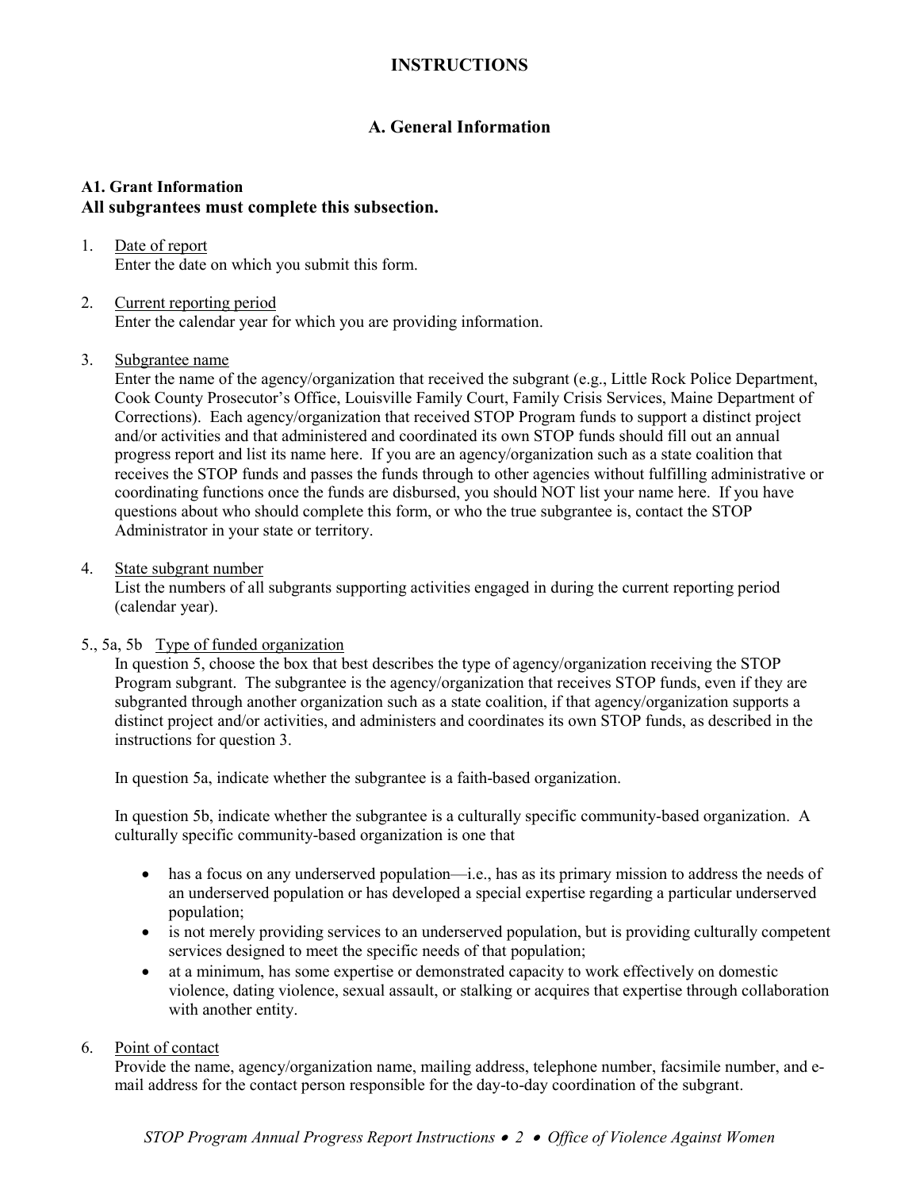# INSTRUCTIONS

## A. General Information

### A1. Grant Information

**All subgrantees must complete this subsection.**

1. Date of report
   Enter the date on which you submit this form.

2. Current reporting period
   Enter the calendar year for which you are providing information.

3. Subgrantee name
   Enter the name of the agency/organization that received the subgrant (e.g., Little Rock Police Department, Cook County Prosecutor's Office, Louisville Family Court, Family Crisis Services, Maine Department of Corrections). Each agency/organization that received STOP Program funds to support a distinct project and/or activities and that administered and coordinated its own STOP funds should fill out an annual progress report and list its name here. If you are an agency/organization such as a state coalition that receives the STOP funds and passes the funds through to other agencies without fulfilling administrative or coordinating functions once the funds are disbursed, you should NOT list your name here. If you have questions about who should complete this form, or who the true subgrantee is, contact the STOP Administrator in your state or territory.

4. State subgrant number
   List the numbers of all subgrants supporting activities engaged in during the current reporting period (calendar year).

5., 5a, 5b Type of funded organization

   In question 5, choose the box that best describes the type of agency/organization receiving the STOP Program subgrant. The subgrantee is the agency/organization that receives STOP funds, even if they are subgranted through another organization such as a state coalition, if that agency/organization supports a distinct project and/or activities, and administers and coordinates its own STOP funds, as described in the instructions for question 3.

   In question 5a, indicate whether the subgrantee is a faith-based organization.

   In question 5b, indicate whether the subgrantee is a culturally specific community-based organization. A culturally specific community-based organization is one that

   - has a focus on any underserved population—i.e., has as its primary mission to address the needs of an underserved population or has developed a special expertise regarding a particular underserved population;
   - is not merely providing services to an underserved population, but is providing culturally competent services designed to meet the specific needs of that population;
   - at a minimum, has some expertise or demonstrated capacity to work effectively on domestic violence, dating violence, sexual assault, or stalking or acquires that expertise through collaboration with another entity.

6. Point of contact
   Provide the name, agency/organization name, mailing address, telephone number, facsimile number, and e-mail address for the contact person responsible for the day-to-day coordination of the subgrant.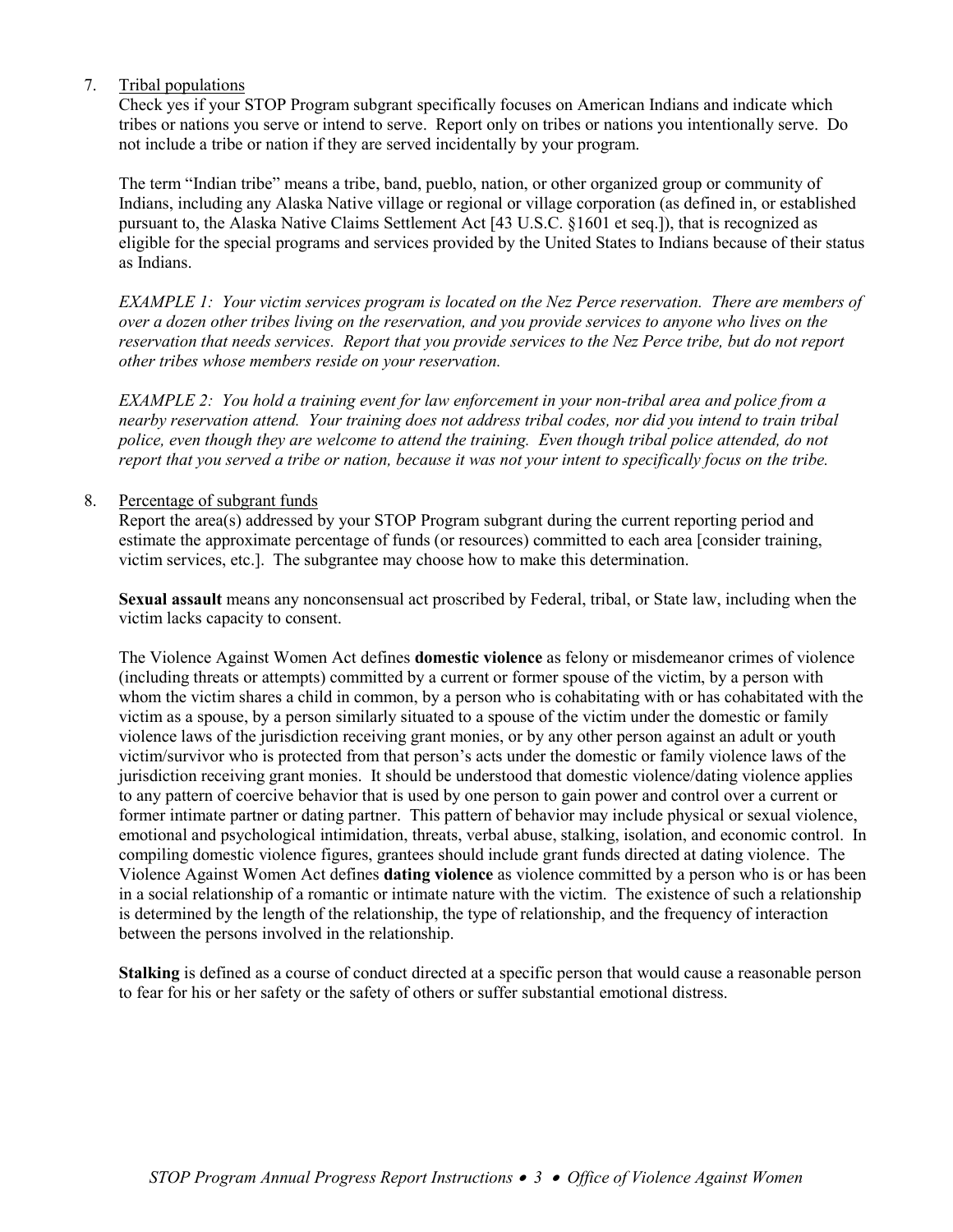7. Tribal populations

   Check yes if your STOP Program subgrant specifically focuses on American Indians and indicate which tribes or nations you serve or intend to serve. Report only on tribes or nations you intentionally serve. Do not include a tribe or nation if they are served incidentally by your program.

   The term "Indian tribe" means a tribe, band, pueblo, nation, or other organized group or community of Indians, including any Alaska Native village or regional or village corporation (as defined in, or established pursuant to, the Alaska Native Claims Settlement Act [43 U.S.C. §1601 et seq.]), that is recognized as eligible for the special programs and services provided by the United States to Indians because of their status as Indians.

   *EXAMPLE 1: Your victim services program is located on the Nez Perce reservation. There are members of over a dozen other tribes living on the reservation, and you provide services to anyone who lives on the reservation that needs services. Report that you provide services to the Nez Perce tribe, but do not report other tribes whose members reside on your reservation.*

   *EXAMPLE 2: You hold a training event for law enforcement in your non-tribal area and police from a nearby reservation attend. Your training does not address tribal codes, nor did you intend to train tribal police, even though they are welcome to attend the training. Even though tribal police attended, do not report that you served a tribe or nation, because it was not your intent to specifically focus on the tribe.*

8. Percentage of subgrant funds

   Report the area(s) addressed by your STOP Program subgrant during the current reporting period and estimate the approximate percentage of funds (or resources) committed to each area [consider training, victim services, etc.]. The subgrantee may choose how to make this determination.

   **Sexual assault** means any nonconsensual act proscribed by Federal, tribal, or State law, including when the victim lacks capacity to consent.

   The Violence Against Women Act defines **domestic violence** as felony or misdemeanor crimes of violence (including threats or attempts) committed by a current or former spouse of the victim, by a person with whom the victim shares a child in common, by a person who is cohabitating with or has cohabitated with the victim as a spouse, by a person similarly situated to a spouse of the victim under the domestic or family violence laws of the jurisdiction receiving grant monies, or by any other person against an adult or youth victim/survivor who is protected from that person's acts under the domestic or family violence laws of the jurisdiction receiving grant monies. It should be understood that domestic violence/dating violence applies to any pattern of coercive behavior that is used by one person to gain power and control over a current or former intimate partner or dating partner. This pattern of behavior may include physical or sexual violence, emotional and psychological intimidation, threats, verbal abuse, stalking, isolation, and economic control. In compiling domestic violence figures, grantees should include grant funds directed at dating violence. The Violence Against Women Act defines **dating violence** as violence committed by a person who is or has been in a social relationship of a romantic or intimate nature with the victim. The existence of such a relationship is determined by the length of the relationship, the type of relationship, and the frequency of interaction between the persons involved in the relationship.

   **Stalking** is defined as a course of conduct directed at a specific person that would cause a reasonable person to fear for his or her safety or the safety of others or suffer substantial emotional distress.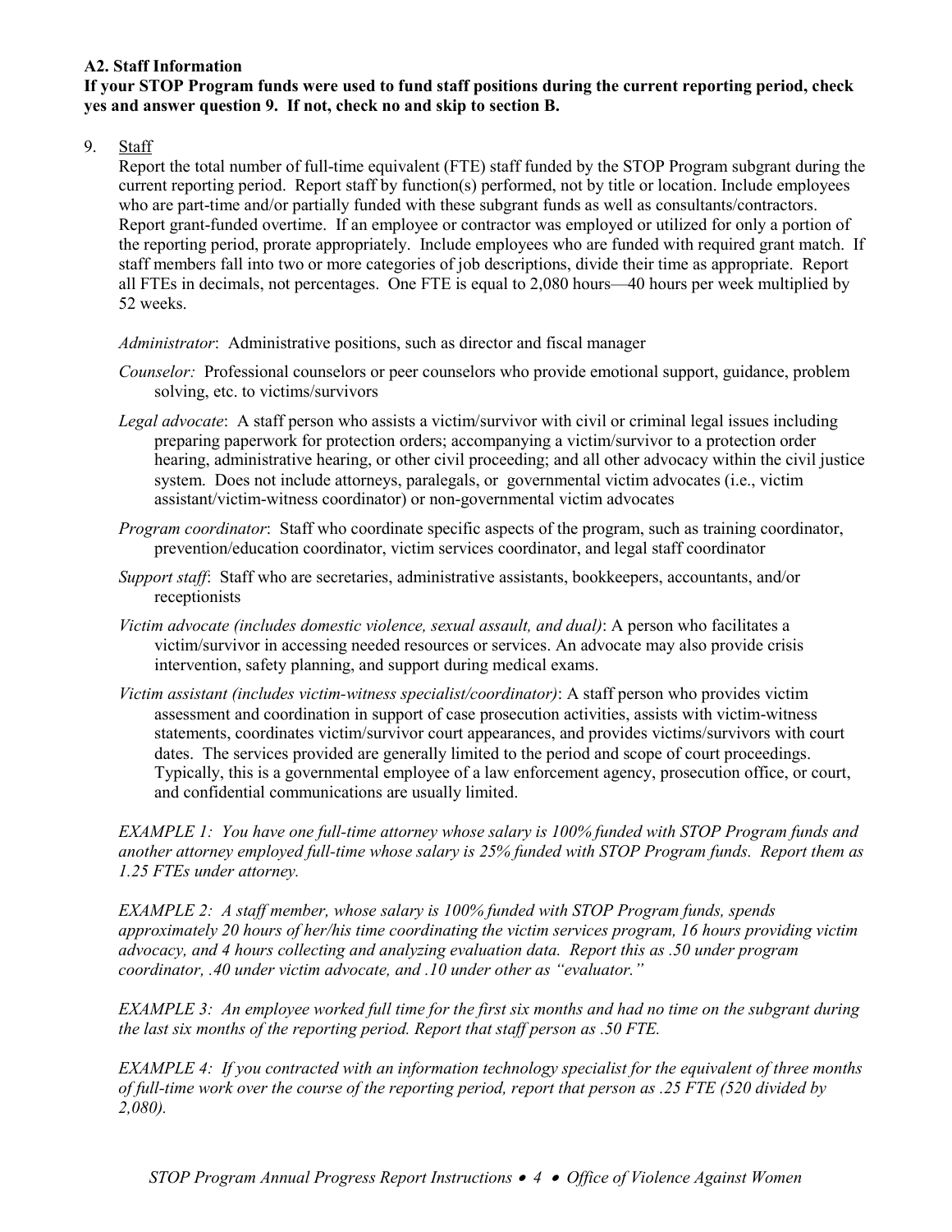**A2. Staff Information**

**If your STOP Program funds were used to fund staff positions during the current reporting period, check yes and answer question 9. If not, check no and skip to section B.**

9. Staff

Report the total number of full-time equivalent (FTE) staff funded by the STOP Program subgrant during the current reporting period. Report staff by function(s) performed, not by title or location. Include employees who are part-time and/or partially funded with these subgrant funds as well as consultants/contractors. Report grant-funded overtime. If an employee or contractor was employed or utilized for only a portion of the reporting period, prorate appropriately. Include employees who are funded with required grant match. If staff members fall into two or more categories of job descriptions, divide their time as appropriate. Report all FTEs in decimals, not percentages. One FTE is equal to 2,080 hours—40 hours per week multiplied by 52 weeks.

*Administrator*: Administrative positions, such as director and fiscal manager

*Counselor:* Professional counselors or peer counselors who provide emotional support, guidance, problem solving, etc. to victims/survivors

*Legal advocate*: A staff person who assists a victim/survivor with civil or criminal legal issues including preparing paperwork for protection orders; accompanying a victim/survivor to a protection order hearing, administrative hearing, or other civil proceeding; and all other advocacy within the civil justice system. Does not include attorneys, paralegals, or governmental victim advocates (i.e., victim assistant/victim-witness coordinator) or non-governmental victim advocates

*Program coordinator*: Staff who coordinate specific aspects of the program, such as training coordinator, prevention/education coordinator, victim services coordinator, and legal staff coordinator

*Support staff*: Staff who are secretaries, administrative assistants, bookkeepers, accountants, and/or receptionists

*Victim advocate (includes domestic violence, sexual assault, and dual)*: A person who facilitates a victim/survivor in accessing needed resources or services. An advocate may also provide crisis intervention, safety planning, and support during medical exams.

*Victim assistant (includes victim-witness specialist/coordinator)*: A staff person who provides victim assessment and coordination in support of case prosecution activities, assists with victim-witness statements, coordinates victim/survivor court appearances, and provides victims/survivors with court dates. The services provided are generally limited to the period and scope of court proceedings. Typically, this is a governmental employee of a law enforcement agency, prosecution office, or court, and confidential communications are usually limited.

*EXAMPLE 1: You have one full-time attorney whose salary is 100% funded with STOP Program funds and another attorney employed full-time whose salary is 25% funded with STOP Program funds. Report them as 1.25 FTEs under attorney.*

*EXAMPLE 2: A staff member, whose salary is 100% funded with STOP Program funds, spends approximately 20 hours of her/his time coordinating the victim services program, 16 hours providing victim advocacy, and 4 hours collecting and analyzing evaluation data. Report this as .50 under program coordinator, .40 under victim advocate, and .10 under other as "evaluator."*

*EXAMPLE 3: An employee worked full time for the first six months and had no time on the subgrant during the last six months of the reporting period. Report that staff person as .50 FTE.*

*EXAMPLE 4: If you contracted with an information technology specialist for the equivalent of three months of full-time work over the course of the reporting period, report that person as .25 FTE (520 divided by 2,080).*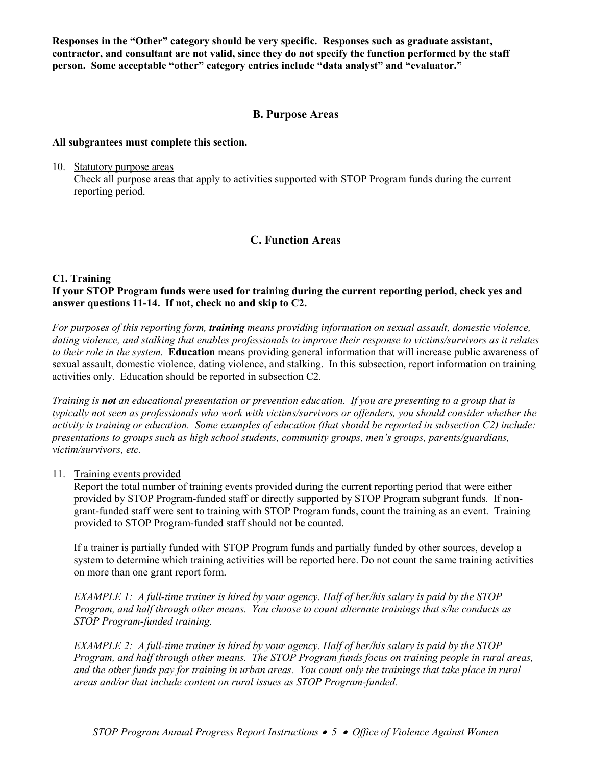**Responses in the "Other" category should be very specific. Responses such as graduate assistant, contractor, and consultant are not valid, since they do not specify the function performed by the staff person. Some acceptable "other" category entries include "data analyst" and "evaluator."**

## B. Purpose Areas

**All subgrantees must complete this section.**

10. Statutory purpose areas

    Check all purpose areas that apply to activities supported with STOP Program funds during the current reporting period.

## C. Function Areas

### C1. Training

**If your STOP Program funds were used for training during the current reporting period, check yes and answer questions 11-14. If not, check no and skip to C2.**

*For purposes of this reporting form, **training** means providing information on sexual assault, domestic violence, dating violence, and stalking that enables professionals to improve their response to victims/survivors as it relates to their role in the system.* **Education** means providing general information that will increase public awareness of sexual assault, domestic violence, dating violence, and stalking. In this subsection, report information on training activities only. Education should be reported in subsection C2.

*Training is **not** an educational presentation or prevention education. If you are presenting to a group that is typically not seen as professionals who work with victims/survivors or offenders, you should consider whether the activity is training or education. Some examples of education (that should be reported in subsection C2) include: presentations to groups such as high school students, community groups, men's groups, parents/guardians, victim/survivors, etc.*

11. Training events provided

    Report the total number of training events provided during the current reporting period that were either provided by STOP Program-funded staff or directly supported by STOP Program subgrant funds. If non-grant-funded staff were sent to training with STOP Program funds, count the training as an event. Training provided to STOP Program-funded staff should not be counted.

    If a trainer is partially funded with STOP Program funds and partially funded by other sources, develop a system to determine which training activities will be reported here. Do not count the same training activities on more than one grant report form.

    *EXAMPLE 1: A full-time trainer is hired by your agency. Half of her/his salary is paid by the STOP Program, and half through other means. You choose to count alternate trainings that s/he conducts as STOP Program-funded training.*

    *EXAMPLE 2: A full-time trainer is hired by your agency. Half of her/his salary is paid by the STOP Program, and half through other means. The STOP Program funds focus on training people in rural areas, and the other funds pay for training in urban areas. You count only the trainings that take place in rural areas and/or that include content on rural issues as STOP Program-funded.*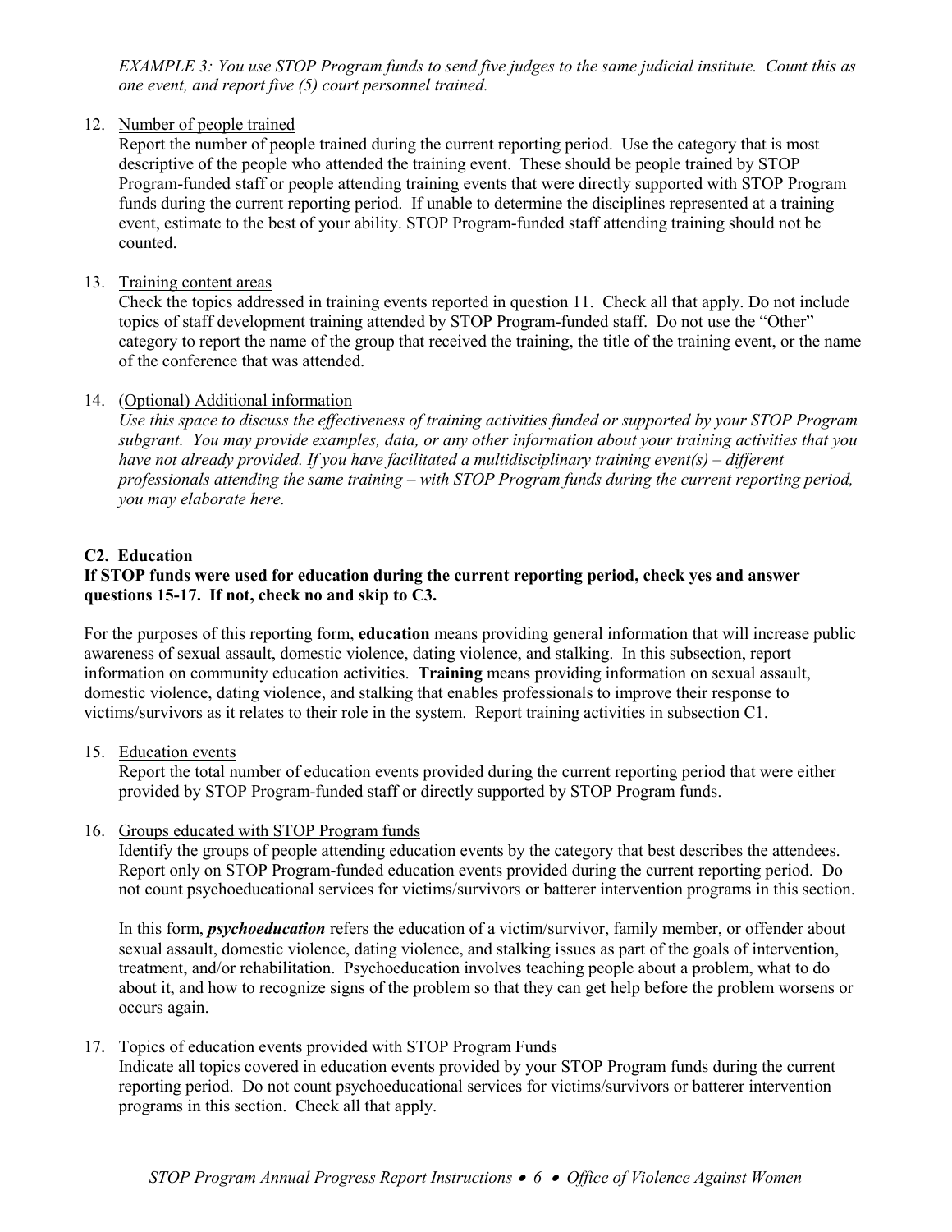*EXAMPLE 3: You use STOP Program funds to send five judges to the same judicial institute. Count this as one event, and report five (5) court personnel trained.*

12. Number of people trained

    Report the number of people trained during the current reporting period. Use the category that is most descriptive of the people who attended the training event. These should be people trained by STOP Program-funded staff or people attending training events that were directly supported with STOP Program funds during the current reporting period. If unable to determine the disciplines represented at a training event, estimate to the best of your ability. STOP Program-funded staff attending training should not be counted.

13. Training content areas

    Check the topics addressed in training events reported in question 11. Check all that apply. Do not include topics of staff development training attended by STOP Program-funded staff. Do not use the "Other" category to report the name of the group that received the training, the title of the training event, or the name of the conference that was attended.

14. (Optional) Additional information

    *Use this space to discuss the effectiveness of training activities funded or supported by your STOP Program subgrant. You may provide examples, data, or any other information about your training activities that you have not already provided. If you have facilitated a multidisciplinary training event(s) – different professionals attending the same training – with STOP Program funds during the current reporting period, you may elaborate here.*

### C2. Education

**If STOP funds were used for education during the current reporting period, check yes and answer questions 15-17. If not, check no and skip to C3.**

For the purposes of this reporting form, **education** means providing general information that will increase public awareness of sexual assault, domestic violence, dating violence, and stalking. In this subsection, report information on community education activities. **Training** means providing information on sexual assault, domestic violence, dating violence, and stalking that enables professionals to improve their response to victims/survivors as it relates to their role in the system. Report training activities in subsection C1.

15. Education events

    Report the total number of education events provided during the current reporting period that were either provided by STOP Program-funded staff or directly supported by STOP Program funds.

16. Groups educated with STOP Program funds

    Identify the groups of people attending education events by the category that best describes the attendees. Report only on STOP Program-funded education events provided during the current reporting period. Do not count psychoeducational services for victims/survivors or batterer intervention programs in this section.

    In this form, ***psychoeducation*** refers the education of a victim/survivor, family member, or offender about sexual assault, domestic violence, dating violence, and stalking issues as part of the goals of intervention, treatment, and/or rehabilitation. Psychoeducation involves teaching people about a problem, what to do about it, and how to recognize signs of the problem so that they can get help before the problem worsens or occurs again.

17. Topics of education events provided with STOP Program Funds

    Indicate all topics covered in education events provided by your STOP Program funds during the current reporting period. Do not count psychoeducational services for victims/survivors or batterer intervention programs in this section. Check all that apply.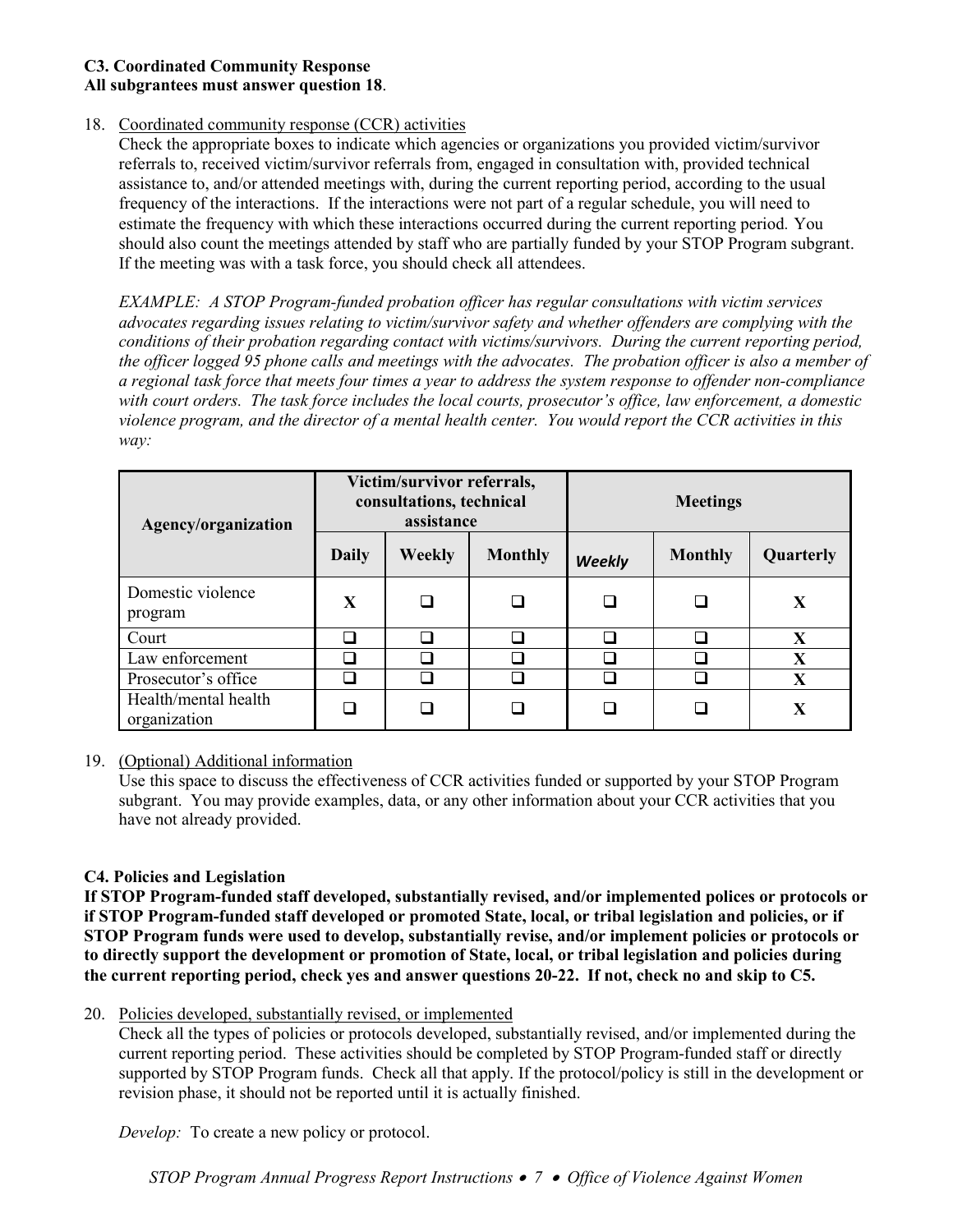**C3. Coordinated Community Response**
**All subgrantees must answer question 18**.

18. Coordinated community response (CCR) activities

    Check the appropriate boxes to indicate which agencies or organizations you provided victim/survivor referrals to, received victim/survivor referrals from, engaged in consultation with, provided technical assistance to, and/or attended meetings with, during the current reporting period, according to the usual frequency of the interactions. If the interactions were not part of a regular schedule, you will need to estimate the frequency with which these interactions occurred during the current reporting period. You should also count the meetings attended by staff who are partially funded by your STOP Program subgrant. If the meeting was with a task force, you should check all attendees.

    *EXAMPLE: A STOP Program-funded probation officer has regular consultations with victim services advocates regarding issues relating to victim/survivor safety and whether offenders are complying with the conditions of their probation regarding contact with victims/survivors. During the current reporting period, the officer logged 95 phone calls and meetings with the advocates. The probation officer is also a member of a regional task force that meets four times a year to address the system response to offender non-compliance with court orders. The task force includes the local courts, prosecutor's office, law enforcement, a domestic violence program, and the director of a mental health center. You would report the CCR activities in this way:*

| Agency/organization | Victim/survivor referrals, consultations, technical assistance | | | Meetings | | |
|---|---|---|---|---|---|---|
| | Daily | Weekly | Monthly | *Weekly* | Monthly | Quarterly |
| Domestic violence program | X | ❑ | ❑ | ❑ | ❑ | X |
| Court | ❑ | ❑ | ❑ | ❑ | ❑ | X |
| Law enforcement | ❑ | ❑ | ❑ | ❑ | ❑ | X |
| Prosecutor's office | ❑ | ❑ | ❑ | ❑ | ❑ | X |
| Health/mental health organization | ❑ | ❑ | ❑ | ❑ | ❑ | X |

19. (Optional) Additional information

    Use this space to discuss the effectiveness of CCR activities funded or supported by your STOP Program subgrant. You may provide examples, data, or any other information about your CCR activities that you have not already provided.

**C4. Policies and Legislation**
**If STOP Program-funded staff developed, substantially revised, and/or implemented polices or protocols or if STOP Program-funded staff developed or promoted State, local, or tribal legislation and policies, or if STOP Program funds were used to develop, substantially revise, and/or implement policies or protocols or to directly support the development or promotion of State, local, or tribal legislation and policies during the current reporting period, check yes and answer questions 20-22. If not, check no and skip to C5.**

20. Policies developed, substantially revised, or implemented

    Check all the types of policies or protocols developed, substantially revised, and/or implemented during the current reporting period. These activities should be completed by STOP Program-funded staff or directly supported by STOP Program funds. Check all that apply. If the protocol/policy is still in the development or revision phase, it should not be reported until it is actually finished.

    *Develop:* To create a new policy or protocol.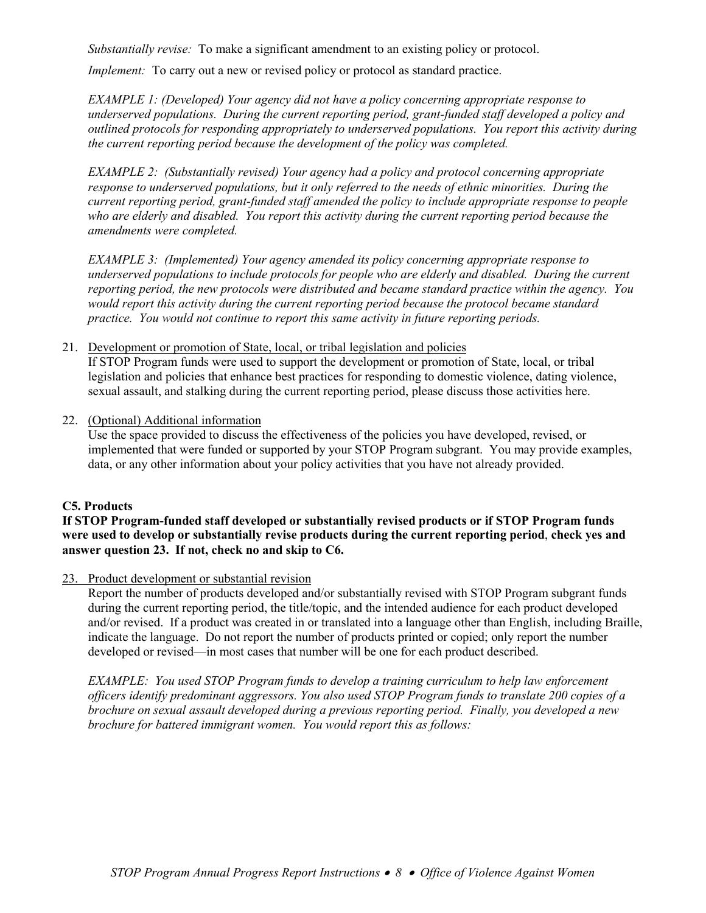*Substantially revise:* To make a significant amendment to an existing policy or protocol.

*Implement:* To carry out a new or revised policy or protocol as standard practice.

*EXAMPLE 1: (Developed) Your agency did not have a policy concerning appropriate response to underserved populations. During the current reporting period, grant-funded staff developed a policy and outlined protocols for responding appropriately to underserved populations. You report this activity during the current reporting period because the development of the policy was completed.*

*EXAMPLE 2: (Substantially revised) Your agency had a policy and protocol concerning appropriate response to underserved populations, but it only referred to the needs of ethnic minorities. During the current reporting period, grant-funded staff amended the policy to include appropriate response to people who are elderly and disabled. You report this activity during the current reporting period because the amendments were completed.*

*EXAMPLE 3: (Implemented) Your agency amended its policy concerning appropriate response to underserved populations to include protocols for people who are elderly and disabled. During the current reporting period, the new protocols were distributed and became standard practice within the agency. You would report this activity during the current reporting period because the protocol became standard practice. You would not continue to report this same activity in future reporting periods.*

21. Development or promotion of State, local, or tribal legislation and policies
    If STOP Program funds were used to support the development or promotion of State, local, or tribal legislation and policies that enhance best practices for responding to domestic violence, dating violence, sexual assault, and stalking during the current reporting period, please discuss those activities here.

22. (Optional) Additional information
    Use the space provided to discuss the effectiveness of the policies you have developed, revised, or implemented that were funded or supported by your STOP Program subgrant. You may provide examples, data, or any other information about your policy activities that you have not already provided.

### C5. Products

**If STOP Program-funded staff developed or substantially revised products or if STOP Program funds were used to develop or substantially revise products during the current reporting period, check yes and answer question 23. If not, check no and skip to C6.**

23. Product development or substantial revision
    Report the number of products developed and/or substantially revised with STOP Program subgrant funds during the current reporting period, the title/topic, and the intended audience for each product developed and/or revised. If a product was created in or translated into a language other than English, including Braille, indicate the language. Do not report the number of products printed or copied; only report the number developed or revised—in most cases that number will be one for each product described.

    *EXAMPLE: You used STOP Program funds to develop a training curriculum to help law enforcement officers identify predominant aggressors. You also used STOP Program funds to translate 200 copies of a brochure on sexual assault developed during a previous reporting period. Finally, you developed a new brochure for battered immigrant women. You would report this as follows:*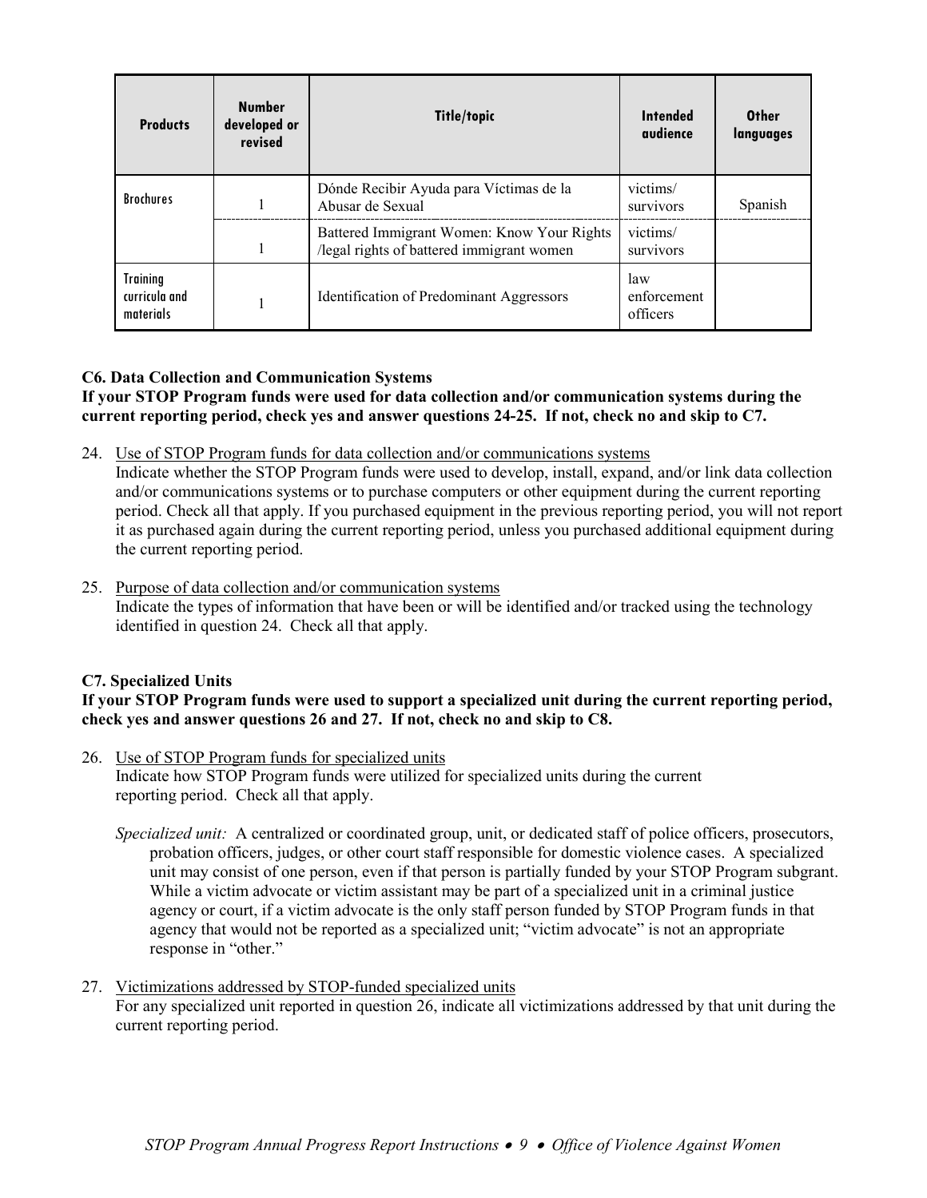| Products | Number developed or revised | Title/topic | Intended audience | Other languages |
|---|---|---|---|---|
| Brochures | 1 | Dónde Recibir Ayuda para Víctimas de la Abusar de Sexual | victims/ survivors | Spanish |
| | 1 | Battered Immigrant Women: Know Your Rights /legal rights of battered immigrant women | victims/ survivors | |
| Training curricula and materials | 1 | Identification of Predominant Aggressors | law enforcement officers | |

**C6. Data Collection and Communication Systems**

**If your STOP Program funds were used for data collection and/or communication systems during the current reporting period, check yes and answer questions 24-25. If not, check no and skip to C7.**

24. Use of STOP Program funds for data collection and/or communications systems
    Indicate whether the STOP Program funds were used to develop, install, expand, and/or link data collection and/or communications systems or to purchase computers or other equipment during the current reporting period. Check all that apply. If you purchased equipment in the previous reporting period, you will not report it as purchased again during the current reporting period, unless you purchased additional equipment during the current reporting period.

25. Purpose of data collection and/or communication systems
    Indicate the types of information that have been or will be identified and/or tracked using the technology identified in question 24. Check all that apply.

**C7. Specialized Units**

**If your STOP Program funds were used to support a specialized unit during the current reporting period, check yes and answer questions 26 and 27. If not, check no and skip to C8.**

26. Use of STOP Program funds for specialized units
    Indicate how STOP Program funds were utilized for specialized units during the current reporting period. Check all that apply.

    *Specialized unit:* A centralized or coordinated group, unit, or dedicated staff of police officers, prosecutors, probation officers, judges, or other court staff responsible for domestic violence cases. A specialized unit may consist of one person, even if that person is partially funded by your STOP Program subgrant. While a victim advocate or victim assistant may be part of a specialized unit in a criminal justice agency or court, if a victim advocate is the only staff person funded by STOP Program funds in that agency that would not be reported as a specialized unit; "victim advocate" is not an appropriate response in "other."

27. Victimizations addressed by STOP-funded specialized units
    For any specialized unit reported in question 26, indicate all victimizations addressed by that unit during the current reporting period.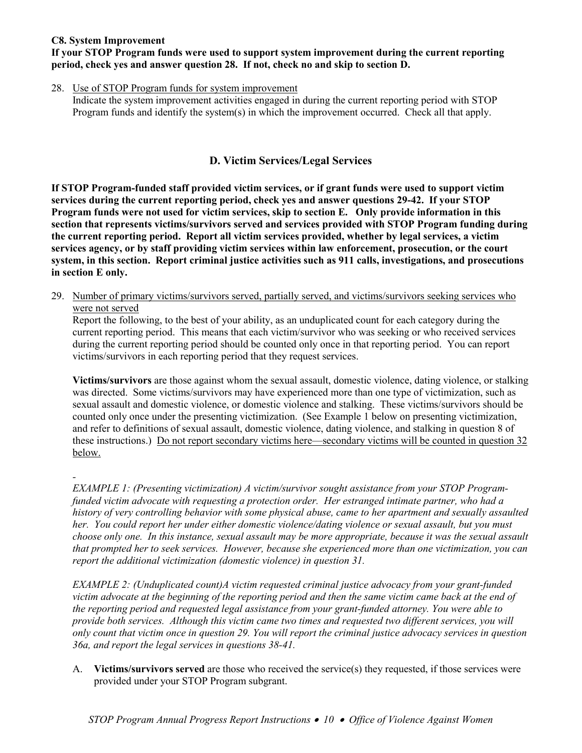**C8. System Improvement**

**If your STOP Program funds were used to support system improvement during the current reporting period, check yes and answer question 28. If not, check no and skip to section D.**

28. Use of STOP Program funds for system improvement
    Indicate the system improvement activities engaged in during the current reporting period with STOP Program funds and identify the system(s) in which the improvement occurred. Check all that apply.

## D. Victim Services/Legal Services

**If STOP Program-funded staff provided victim services, or if grant funds were used to support victim services during the current reporting period, check yes and answer questions 29-42. If your STOP Program funds were not used for victim services, skip to section E. Only provide information in this section that represents victims/survivors served and services provided with STOP Program funding during the current reporting period. Report all victim services provided, whether by legal services, a victim services agency, or by staff providing victim services within law enforcement, prosecution, or the court system, in this section. Report criminal justice activities such as 911 calls, investigations, and prosecutions in section E only.**

29. Number of primary victims/survivors served, partially served, and victims/survivors seeking services who were not served
    Report the following, to the best of your ability, as an unduplicated count for each category during the current reporting period. This means that each victim/survivor who was seeking or who received services during the current reporting period should be counted only once in that reporting period. You can report victims/survivors in each reporting period that they request services.

    **Victims/survivors** are those against whom the sexual assault, domestic violence, dating violence, or stalking was directed. Some victims/survivors may have experienced more than one type of victimization, such as sexual assault and domestic violence, or domestic violence and stalking. These victims/survivors should be counted only once under the presenting victimization. (See Example 1 below on presenting victimization, and refer to definitions of sexual assault, domestic violence, dating violence, and stalking in question 8 of these instructions.) Do not report secondary victims here—secondary victims will be counted in question 32 below.

    -
    *EXAMPLE 1: (Presenting victimization) A victim/survivor sought assistance from your STOP Program-funded victim advocate with requesting a protection order. Her estranged intimate partner, who had a history of very controlling behavior with some physical abuse, came to her apartment and sexually assaulted her. You could report her under either domestic violence/dating violence or sexual assault, but you must choose only one. In this instance, sexual assault may be more appropriate, because it was the sexual assault that prompted her to seek services. However, because she experienced more than one victimization, you can report the additional victimization (domestic violence) in question 31.*

    *EXAMPLE 2: (Unduplicated count)A victim requested criminal justice advocacy from your grant-funded victim advocate at the beginning of the reporting period and then the same victim came back at the end of the reporting period and requested legal assistance from your grant-funded attorney. You were able to provide both services. Although this victim came two times and requested two different services, you will only count that victim once in question 29. You will report the criminal justice advocacy services in question 36a, and report the legal services in questions 38-41.*

    A. **Victims/survivors served** are those who received the service(s) they requested, if those services were provided under your STOP Program subgrant.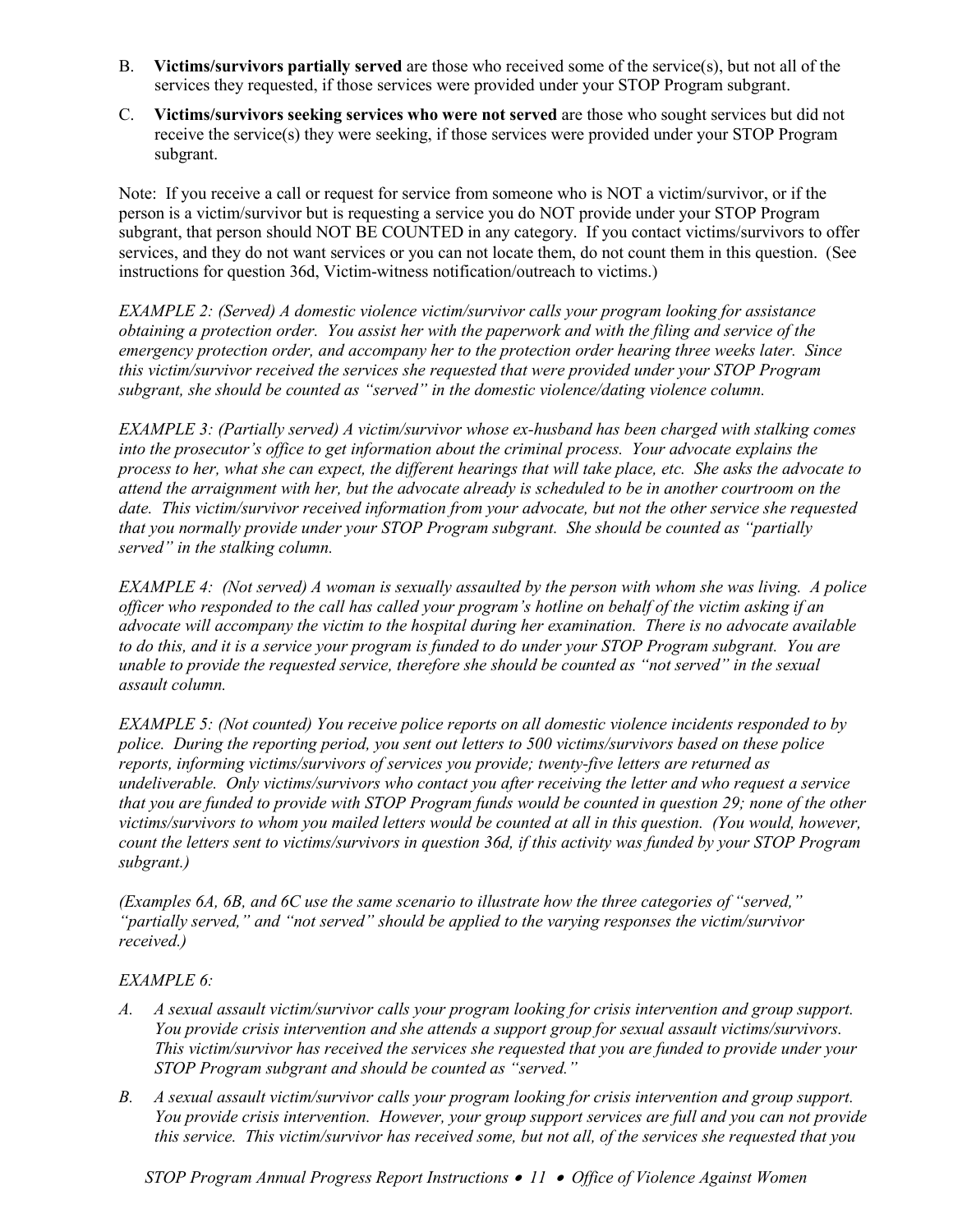B. **Victims/survivors partially served** are those who received some of the service(s), but not all of the services they requested, if those services were provided under your STOP Program subgrant.

C. **Victims/survivors seeking services who were not served** are those who sought services but did not receive the service(s) they were seeking, if those services were provided under your STOP Program subgrant.

Note: If you receive a call or request for service from someone who is NOT a victim/survivor, or if the person is a victim/survivor but is requesting a service you do NOT provide under your STOP Program subgrant, that person should NOT BE COUNTED in any category. If you contact victims/survivors to offer services, and they do not want services or you can not locate them, do not count them in this question. (See instructions for question 36d, Victim-witness notification/outreach to victims.)

*EXAMPLE 2: (Served) A domestic violence victim/survivor calls your program looking for assistance obtaining a protection order. You assist her with the paperwork and with the filing and service of the emergency protection order, and accompany her to the protection order hearing three weeks later. Since this victim/survivor received the services she requested that were provided under your STOP Program subgrant, she should be counted as "served" in the domestic violence/dating violence column.*

*EXAMPLE 3: (Partially served) A victim/survivor whose ex-husband has been charged with stalking comes into the prosecutor's office to get information about the criminal process. Your advocate explains the process to her, what she can expect, the different hearings that will take place, etc. She asks the advocate to attend the arraignment with her, but the advocate already is scheduled to be in another courtroom on the date. This victim/survivor received information from your advocate, but not the other service she requested that you normally provide under your STOP Program subgrant. She should be counted as "partially served" in the stalking column.*

*EXAMPLE 4: (Not served) A woman is sexually assaulted by the person with whom she was living. A police officer who responded to the call has called your program's hotline on behalf of the victim asking if an advocate will accompany the victim to the hospital during her examination. There is no advocate available to do this, and it is a service your program is funded to do under your STOP Program subgrant. You are unable to provide the requested service, therefore she should be counted as "not served" in the sexual assault column.*

*EXAMPLE 5: (Not counted) You receive police reports on all domestic violence incidents responded to by police. During the reporting period, you sent out letters to 500 victims/survivors based on these police reports, informing victims/survivors of services you provide; twenty-five letters are returned as undeliverable. Only victims/survivors who contact you after receiving the letter and who request a service that you are funded to provide with STOP Program funds would be counted in question 29; none of the other victims/survivors to whom you mailed letters would be counted at all in this question. (You would, however, count the letters sent to victims/survivors in question 36d, if this activity was funded by your STOP Program subgrant.)*

*(Examples 6A, 6B, and 6C use the same scenario to illustrate how the three categories of "served," "partially served," and "not served" should be applied to the varying responses the victim/survivor received.)*

*EXAMPLE 6:*

*A. A sexual assault victim/survivor calls your program looking for crisis intervention and group support. You provide crisis intervention and she attends a support group for sexual assault victims/survivors. This victim/survivor has received the services she requested that you are funded to provide under your STOP Program subgrant and should be counted as "served."*

*B. A sexual assault victim/survivor calls your program looking for crisis intervention and group support. You provide crisis intervention. However, your group support services are full and you can not provide this service. This victim/survivor has received some, but not all, of the services she requested that you*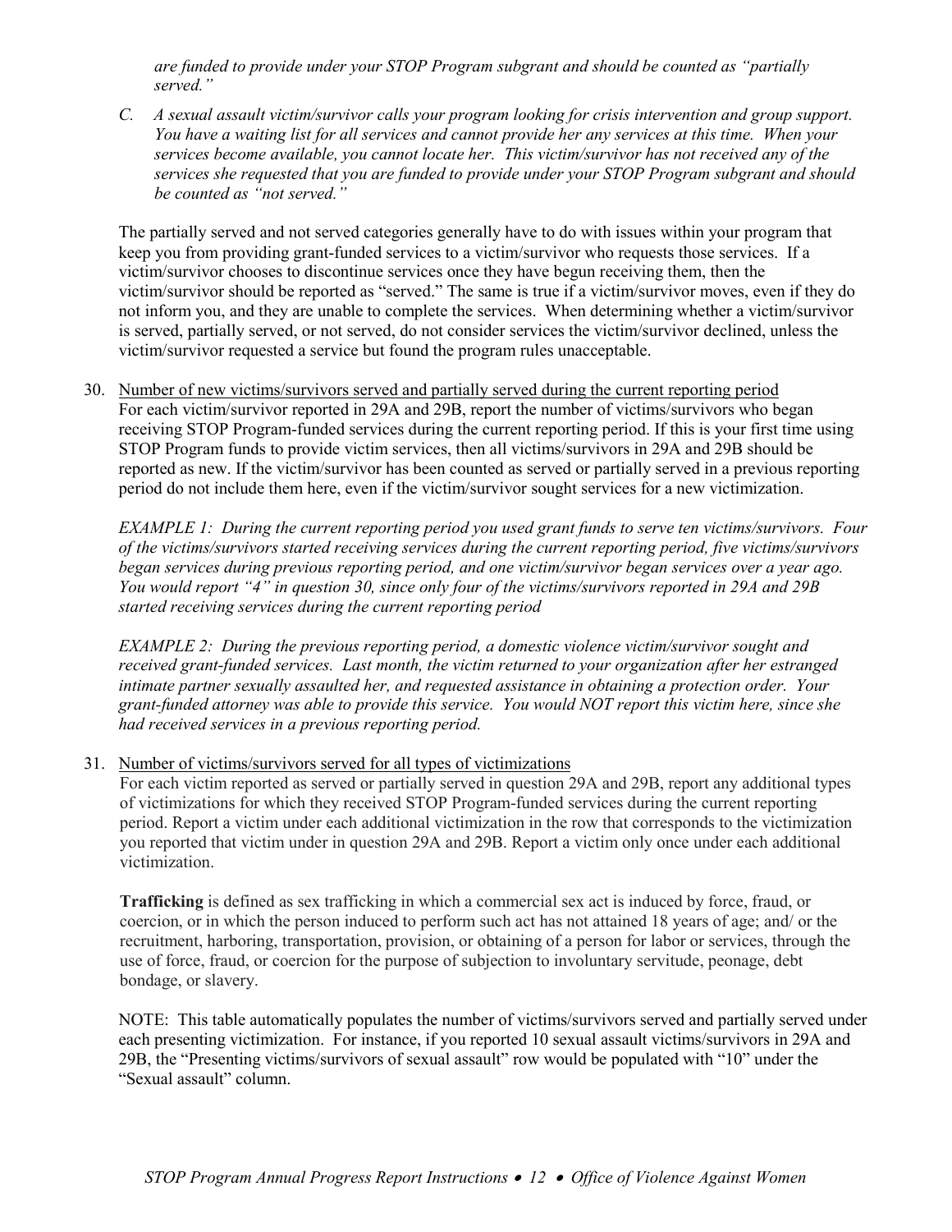*are funded to provide under your STOP Program subgrant and should be counted as "partially served."*

C. *A sexual assault victim/survivor calls your program looking for crisis intervention and group support. You have a waiting list for all services and cannot provide her any services at this time. When your services become available, you cannot locate her. This victim/survivor has not received any of the services she requested that you are funded to provide under your STOP Program subgrant and should be counted as "not served."*

The partially served and not served categories generally have to do with issues within your program that keep you from providing grant-funded services to a victim/survivor who requests those services. If a victim/survivor chooses to discontinue services once they have begun receiving them, then the victim/survivor should be reported as "served." The same is true if a victim/survivor moves, even if they do not inform you, and they are unable to complete the services. When determining whether a victim/survivor is served, partially served, or not served, do not consider services the victim/survivor declined, unless the victim/survivor requested a service but found the program rules unacceptable.

30. Number of new victims/survivors served and partially served during the current reporting period

For each victim/survivor reported in 29A and 29B, report the number of victims/survivors who began receiving STOP Program-funded services during the current reporting period. If this is your first time using STOP Program funds to provide victim services, then all victims/survivors in 29A and 29B should be reported as new. If the victim/survivor has been counted as served or partially served in a previous reporting period do not include them here, even if the victim/survivor sought services for a new victimization.

*EXAMPLE 1: During the current reporting period you used grant funds to serve ten victims/survivors. Four of the victims/survivors started receiving services during the current reporting period, five victims/survivors began services during previous reporting period, and one victim/survivor began services over a year ago. You would report "4" in question 30, since only four of the victims/survivors reported in 29A and 29B started receiving services during the current reporting period*

*EXAMPLE 2: During the previous reporting period, a domestic violence victim/survivor sought and received grant-funded services. Last month, the victim returned to your organization after her estranged intimate partner sexually assaulted her, and requested assistance in obtaining a protection order. Your grant-funded attorney was able to provide this service. You would NOT report this victim here, since she had received services in a previous reporting period.*

31. Number of victims/survivors served for all types of victimizations

For each victim reported as served or partially served in question 29A and 29B, report any additional types of victimizations for which they received STOP Program-funded services during the current reporting period. Report a victim under each additional victimization in the row that corresponds to the victimization you reported that victim under in question 29A and 29B. Report a victim only once under each additional victimization.

**Trafficking** is defined as sex trafficking in which a commercial sex act is induced by force, fraud, or coercion, or in which the person induced to perform such act has not attained 18 years of age; and/ or the recruitment, harboring, transportation, provision, or obtaining of a person for labor or services, through the use of force, fraud, or coercion for the purpose of subjection to involuntary servitude, peonage, debt bondage, or slavery.

NOTE: This table automatically populates the number of victims/survivors served and partially served under each presenting victimization. For instance, if you reported 10 sexual assault victims/survivors in 29A and 29B, the "Presenting victims/survivors of sexual assault" row would be populated with "10" under the "Sexual assault" column.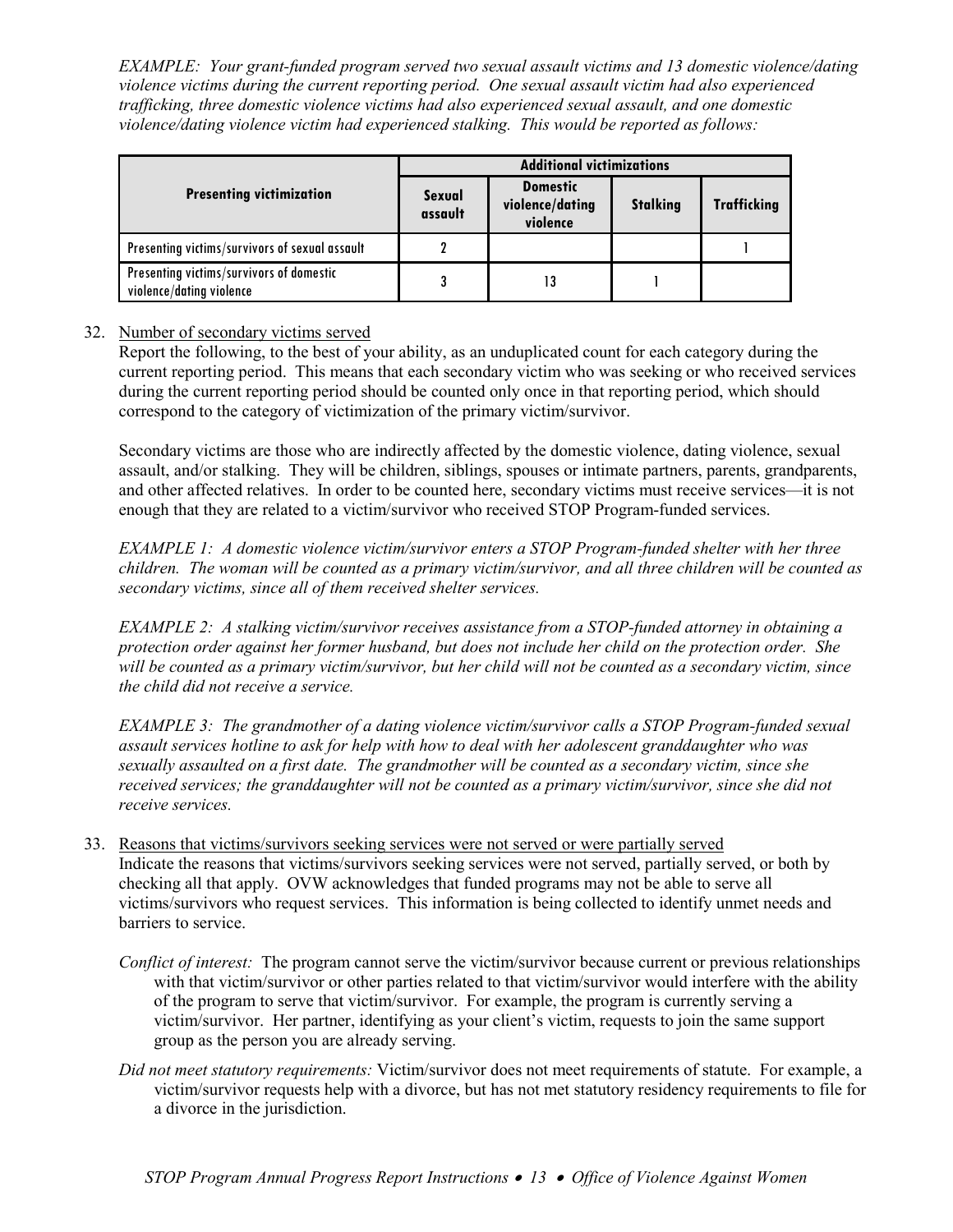*EXAMPLE: Your grant-funded program served two sexual assault victims and 13 domestic violence/dating violence victims during the current reporting period. One sexual assault victim had also experienced trafficking, three domestic violence victims had also experienced sexual assault, and one domestic violence/dating violence victim had experienced stalking. This would be reported as follows:*

| Presenting victimization | Additional victimizations | | | |
|---|---|---|---|---|
| | Sexual assault | Domestic violence/dating violence | Stalking | Trafficking |
| Presenting victims/survivors of sexual assault | 2 | | | 1 |
| Presenting victims/survivors of domestic violence/dating violence | 3 | 13 | 1 | |

32. Number of secondary victims served

Report the following, to the best of your ability, as an unduplicated count for each category during the current reporting period. This means that each secondary victim who was seeking or who received services during the current reporting period should be counted only once in that reporting period, which should correspond to the category of victimization of the primary victim/survivor.

Secondary victims are those who are indirectly affected by the domestic violence, dating violence, sexual assault, and/or stalking. They will be children, siblings, spouses or intimate partners, parents, grandparents, and other affected relatives. In order to be counted here, secondary victims must receive services—it is not enough that they are related to a victim/survivor who received STOP Program-funded services.

*EXAMPLE 1: A domestic violence victim/survivor enters a STOP Program-funded shelter with her three children. The woman will be counted as a primary victim/survivor, and all three children will be counted as secondary victims, since all of them received shelter services.*

*EXAMPLE 2: A stalking victim/survivor receives assistance from a STOP-funded attorney in obtaining a protection order against her former husband, but does not include her child on the protection order. She will be counted as a primary victim/survivor, but her child will not be counted as a secondary victim, since the child did not receive a service.*

*EXAMPLE 3: The grandmother of a dating violence victim/survivor calls a STOP Program-funded sexual assault services hotline to ask for help with how to deal with her adolescent granddaughter who was sexually assaulted on a first date. The grandmother will be counted as a secondary victim, since she received services; the granddaughter will not be counted as a primary victim/survivor, since she did not receive services.*

33. Reasons that victims/survivors seeking services were not served or were partially served

Indicate the reasons that victims/survivors seeking services were not served, partially served, or both by checking all that apply. OVW acknowledges that funded programs may not be able to serve all victims/survivors who request services. This information is being collected to identify unmet needs and barriers to service.

*Conflict of interest:* The program cannot serve the victim/survivor because current or previous relationships with that victim/survivor or other parties related to that victim/survivor would interfere with the ability of the program to serve that victim/survivor. For example, the program is currently serving a victim/survivor. Her partner, identifying as your client's victim, requests to join the same support group as the person you are already serving.

*Did not meet statutory requirements:* Victim/survivor does not meet requirements of statute. For example, a victim/survivor requests help with a divorce, but has not met statutory residency requirements to file for a divorce in the jurisdiction.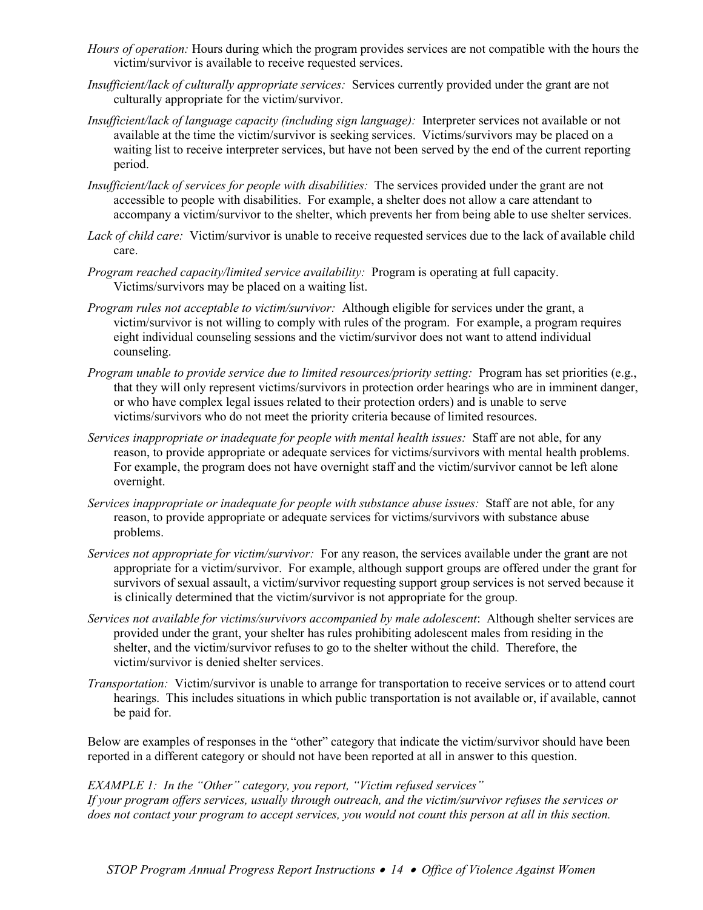*Hours of operation:* Hours during which the program provides services are not compatible with the hours the victim/survivor is available to receive requested services.

*Insufficient/lack of culturally appropriate services:* Services currently provided under the grant are not culturally appropriate for the victim/survivor.

*Insufficient/lack of language capacity (including sign language):* Interpreter services not available or not available at the time the victim/survivor is seeking services. Victims/survivors may be placed on a waiting list to receive interpreter services, but have not been served by the end of the current reporting period.

*Insufficient/lack of services for people with disabilities:* The services provided under the grant are not accessible to people with disabilities. For example, a shelter does not allow a care attendant to accompany a victim/survivor to the shelter, which prevents her from being able to use shelter services.

*Lack of child care:* Victim/survivor is unable to receive requested services due to the lack of available child care.

*Program reached capacity/limited service availability:* Program is operating at full capacity. Victims/survivors may be placed on a waiting list.

*Program rules not acceptable to victim/survivor:* Although eligible for services under the grant, a victim/survivor is not willing to comply with rules of the program. For example, a program requires eight individual counseling sessions and the victim/survivor does not want to attend individual counseling.

*Program unable to provide service due to limited resources/priority setting:* Program has set priorities (e.g., that they will only represent victims/survivors in protection order hearings who are in imminent danger, or who have complex legal issues related to their protection orders) and is unable to serve victims/survivors who do not meet the priority criteria because of limited resources.

*Services inappropriate or inadequate for people with mental health issues:* Staff are not able, for any reason, to provide appropriate or adequate services for victims/survivors with mental health problems. For example, the program does not have overnight staff and the victim/survivor cannot be left alone overnight.

*Services inappropriate or inadequate for people with substance abuse issues:* Staff are not able, for any reason, to provide appropriate or adequate services for victims/survivors with substance abuse problems.

*Services not appropriate for victim/survivor:* For any reason, the services available under the grant are not appropriate for a victim/survivor. For example, although support groups are offered under the grant for survivors of sexual assault, a victim/survivor requesting support group services is not served because it is clinically determined that the victim/survivor is not appropriate for the group.

*Services not available for victims/survivors accompanied by male adolescent*: Although shelter services are provided under the grant, your shelter has rules prohibiting adolescent males from residing in the shelter, and the victim/survivor refuses to go to the shelter without the child. Therefore, the victim/survivor is denied shelter services.

*Transportation:* Victim/survivor is unable to arrange for transportation to receive services or to attend court hearings. This includes situations in which public transportation is not available or, if available, cannot be paid for.

Below are examples of responses in the "other" category that indicate the victim/survivor should have been reported in a different category or should not have been reported at all in answer to this question.

*EXAMPLE 1: In the "Other" category, you report, "Victim refused services"*
*If your program offers services, usually through outreach, and the victim/survivor refuses the services or does not contact your program to accept services, you would not count this person at all in this section.*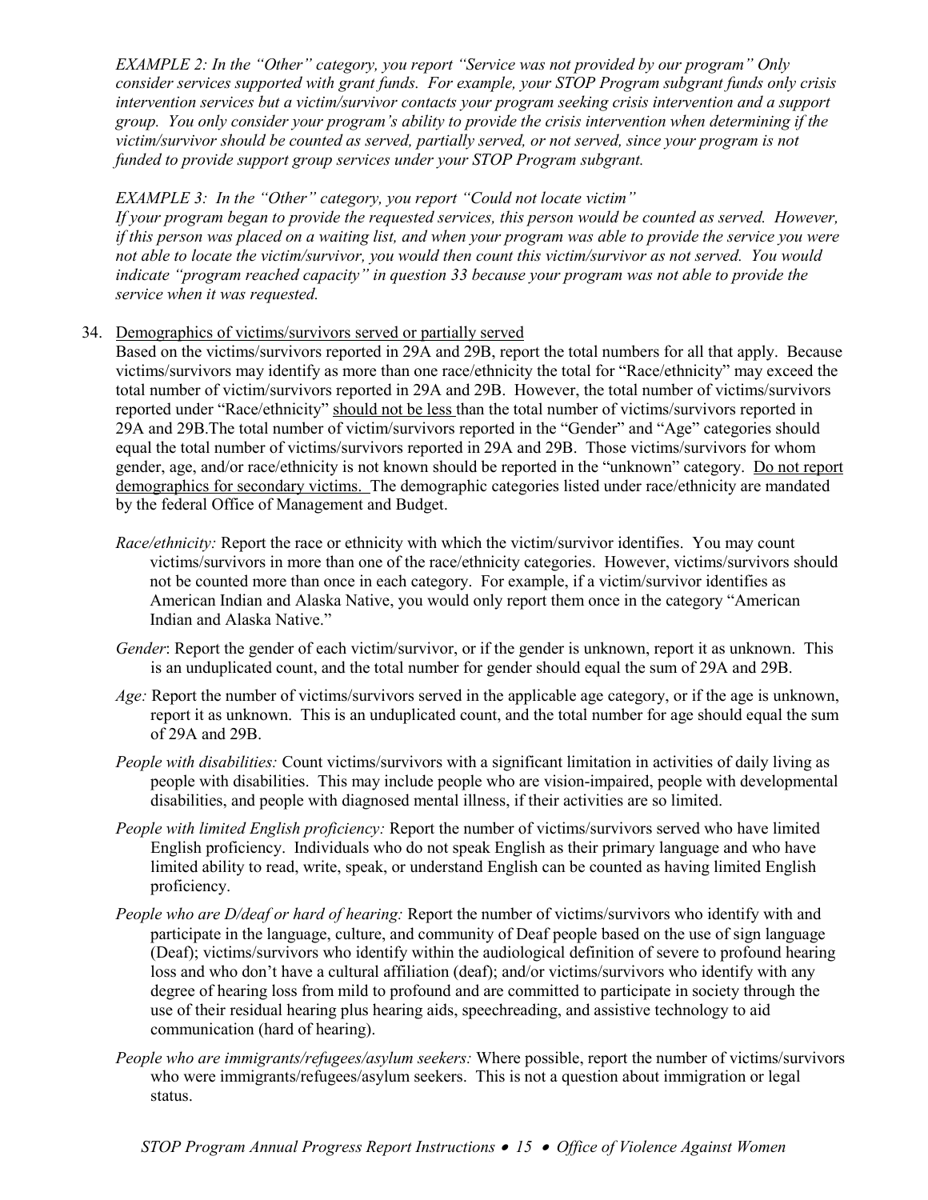*EXAMPLE 2: In the "Other" category, you report "Service was not provided by our program" Only consider services supported with grant funds. For example, your STOP Program subgrant funds only crisis intervention services but a victim/survivor contacts your program seeking crisis intervention and a support group. You only consider your program's ability to provide the crisis intervention when determining if the victim/survivor should be counted as served, partially served, or not served, since your program is not funded to provide support group services under your STOP Program subgrant.*

*EXAMPLE 3: In the "Other" category, you report "Could not locate victim"*
*If your program began to provide the requested services, this person would be counted as served. However, if this person was placed on a waiting list, and when your program was able to provide the service you were not able to locate the victim/survivor, you would then count this victim/survivor as not served. You would indicate "program reached capacity" in question 33 because your program was not able to provide the service when it was requested.*

34. <u>Demographics of victims/survivors served or partially served</u>

Based on the victims/survivors reported in 29A and 29B, report the total numbers for all that apply. Because victims/survivors may identify as more than one race/ethnicity the total for "Race/ethnicity" may exceed the total number of victim/survivors reported in 29A and 29B. However, the total number of victims/survivors reported under "Race/ethnicity" <u>should not be less</u> than the total number of victims/survivors reported in 29A and 29B.The total number of victim/survivors reported in the "Gender" and "Age" categories should equal the total number of victims/survivors reported in 29A and 29B. Those victims/survivors for whom gender, age, and/or race/ethnicity is not known should be reported in the "unknown" category. <u>Do not report demographics for secondary victims.</u> The demographic categories listed under race/ethnicity are mandated by the federal Office of Management and Budget.

*Race/ethnicity:* Report the race or ethnicity with which the victim/survivor identifies. You may count victims/survivors in more than one of the race/ethnicity categories. However, victims/survivors should not be counted more than once in each category. For example, if a victim/survivor identifies as American Indian and Alaska Native, you would only report them once in the category "American Indian and Alaska Native."

*Gender*: Report the gender of each victim/survivor, or if the gender is unknown, report it as unknown. This is an unduplicated count, and the total number for gender should equal the sum of 29A and 29B.

*Age:* Report the number of victims/survivors served in the applicable age category, or if the age is unknown, report it as unknown. This is an unduplicated count, and the total number for age should equal the sum of 29A and 29B.

*People with disabilities:* Count victims/survivors with a significant limitation in activities of daily living as people with disabilities. This may include people who are vision-impaired, people with developmental disabilities, and people with diagnosed mental illness, if their activities are so limited.

*People with limited English proficiency:* Report the number of victims/survivors served who have limited English proficiency. Individuals who do not speak English as their primary language and who have limited ability to read, write, speak, or understand English can be counted as having limited English proficiency.

*People who are D/deaf or hard of hearing:* Report the number of victims/survivors who identify with and participate in the language, culture, and community of Deaf people based on the use of sign language (Deaf); victims/survivors who identify within the audiological definition of severe to profound hearing loss and who don't have a cultural affiliation (deaf); and/or victims/survivors who identify with any degree of hearing loss from mild to profound and are committed to participate in society through the use of their residual hearing plus hearing aids, speechreading, and assistive technology to aid communication (hard of hearing).

*People who are immigrants/refugees/asylum seekers:* Where possible, report the number of victims/survivors who were immigrants/refugees/asylum seekers. This is not a question about immigration or legal status.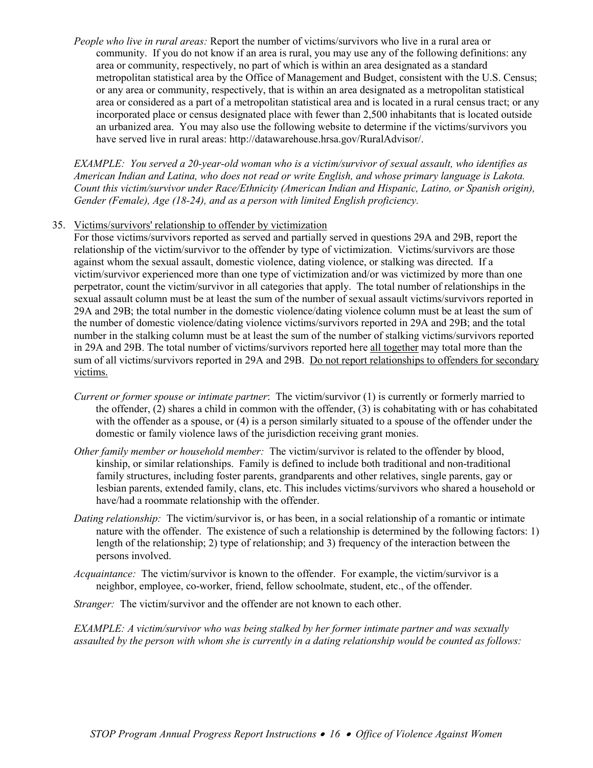*People who live in rural areas:* Report the number of victims/survivors who live in a rural area or community. If you do not know if an area is rural, you may use any of the following definitions: any area or community, respectively, no part of which is within an area designated as a standard metropolitan statistical area by the Office of Management and Budget, consistent with the U.S. Census; or any area or community, respectively, that is within an area designated as a metropolitan statistical area or considered as a part of a metropolitan statistical area and is located in a rural census tract; or any incorporated place or census designated place with fewer than 2,500 inhabitants that is located outside an urbanized area. You may also use the following website to determine if the victims/survivors you have served live in rural areas: http://datawarehouse.hrsa.gov/RuralAdvisor/.

*EXAMPLE: You served a 20-year-old woman who is a victim/survivor of sexual assault, who identifies as American Indian and Latina, who does not read or write English, and whose primary language is Lakota. Count this victim/survivor under Race/Ethnicity (American Indian and Hispanic, Latino, or Spanish origin), Gender (Female), Age (18-24), and as a person with limited English proficiency.*

35. <u>Victims/survivors' relationship to offender by victimization</u>

For those victims/survivors reported as served and partially served in questions 29A and 29B, report the relationship of the victim/survivor to the offender by type of victimization. Victims/survivors are those against whom the sexual assault, domestic violence, dating violence, or stalking was directed. If a victim/survivor experienced more than one type of victimization and/or was victimized by more than one perpetrator, count the victim/survivor in all categories that apply. The total number of relationships in the sexual assault column must be at least the sum of the number of sexual assault victims/survivors reported in 29A and 29B; the total number in the domestic violence/dating violence column must be at least the sum of the number of domestic violence/dating violence victims/survivors reported in 29A and 29B; and the total number in the stalking column must be at least the sum of the number of stalking victims/survivors reported in 29A and 29B. The total number of victims/survivors reported here <u>all together</u> may total more than the sum of all victims/survivors reported in 29A and 29B. <u>Do not report relationships to offenders for secondary victims.</u>

*Current or former spouse or intimate partner*: The victim/survivor (1) is currently or formerly married to the offender, (2) shares a child in common with the offender, (3) is cohabitating with or has cohabitated with the offender as a spouse, or (4) is a person similarly situated to a spouse of the offender under the domestic or family violence laws of the jurisdiction receiving grant monies.

*Other family member or household member:* The victim/survivor is related to the offender by blood, kinship, or similar relationships. Family is defined to include both traditional and non-traditional family structures, including foster parents, grandparents and other relatives, single parents, gay or lesbian parents, extended family, clans, etc. This includes victims/survivors who shared a household or have/had a roommate relationship with the offender.

*Dating relationship:* The victim/survivor is, or has been, in a social relationship of a romantic or intimate nature with the offender. The existence of such a relationship is determined by the following factors: 1) length of the relationship; 2) type of relationship; and 3) frequency of the interaction between the persons involved.

*Acquaintance:* The victim/survivor is known to the offender. For example, the victim/survivor is a neighbor, employee, co-worker, friend, fellow schoolmate, student, etc., of the offender.

*Stranger:* The victim/survivor and the offender are not known to each other.

*EXAMPLE: A victim/survivor who was being stalked by her former intimate partner and was sexually assaulted by the person with whom she is currently in a dating relationship would be counted as follows:*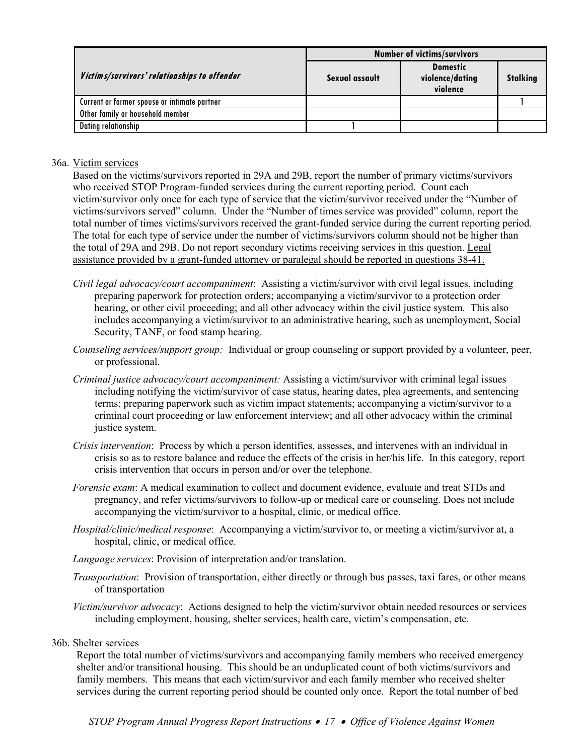| *Victims/survivors' relationships to offender* | Number of victims/survivors | | |
|---|---|---|---|
| | Sexual assault | Domestic violence/dating violence | Stalking |
| Current or former spouse or intimate partner | | | 1 |
| Other family or household member | | | |
| Dating relationship | 1 | | |

36a. Victim services

Based on the victims/survivors reported in 29A and 29B, report the number of primary victims/survivors who received STOP Program-funded services during the current reporting period. Count each victim/survivor only once for each type of service that the victim/survivor received under the "Number of victims/survivors served" column. Under the "Number of times service was provided" column, report the total number of times victims/survivors received the grant-funded service during the current reporting period. The total for each type of service under the number of victims/survivors column should not be higher than the total of 29A and 29B. Do not report secondary victims receiving services in this question. Legal assistance provided by a grant-funded attorney or paralegal should be reported in questions 38-41.

*Civil legal advocacy/court accompaniment*: Assisting a victim/survivor with civil legal issues, including preparing paperwork for protection orders; accompanying a victim/survivor to a protection order hearing, or other civil proceeding; and all other advocacy within the civil justice system. This also includes accompanying a victim/survivor to an administrative hearing, such as unemployment, Social Security, TANF, or food stamp hearing.

*Counseling services/support group:* Individual or group counseling or support provided by a volunteer, peer, or professional.

*Criminal justice advocacy/court accompaniment:* Assisting a victim/survivor with criminal legal issues including notifying the victim/survivor of case status, hearing dates, plea agreements, and sentencing terms; preparing paperwork such as victim impact statements; accompanying a victim/survivor to a criminal court proceeding or law enforcement interview; and all other advocacy within the criminal justice system.

*Crisis intervention*: Process by which a person identifies, assesses, and intervenes with an individual in crisis so as to restore balance and reduce the effects of the crisis in her/his life. In this category, report crisis intervention that occurs in person and/or over the telephone.

*Forensic exam*: A medical examination to collect and document evidence, evaluate and treat STDs and pregnancy, and refer victims/survivors to follow-up or medical care or counseling. Does not include accompanying the victim/survivor to a hospital, clinic, or medical office.

*Hospital/clinic/medical response*: Accompanying a victim/survivor to, or meeting a victim/survivor at, a hospital, clinic, or medical office.

*Language services*: Provision of interpretation and/or translation.

*Transportation*: Provision of transportation, either directly or through bus passes, taxi fares, or other means of transportation

*Victim/survivor advocacy*: Actions designed to help the victim/survivor obtain needed resources or services including employment, housing, shelter services, health care, victim's compensation, etc.

36b. Shelter services

Report the total number of victims/survivors and accompanying family members who received emergency shelter and/or transitional housing. This should be an unduplicated count of both victims/survivors and family members. This means that each victim/survivor and each family member who received shelter services during the current reporting period should be counted only once. Report the total number of bed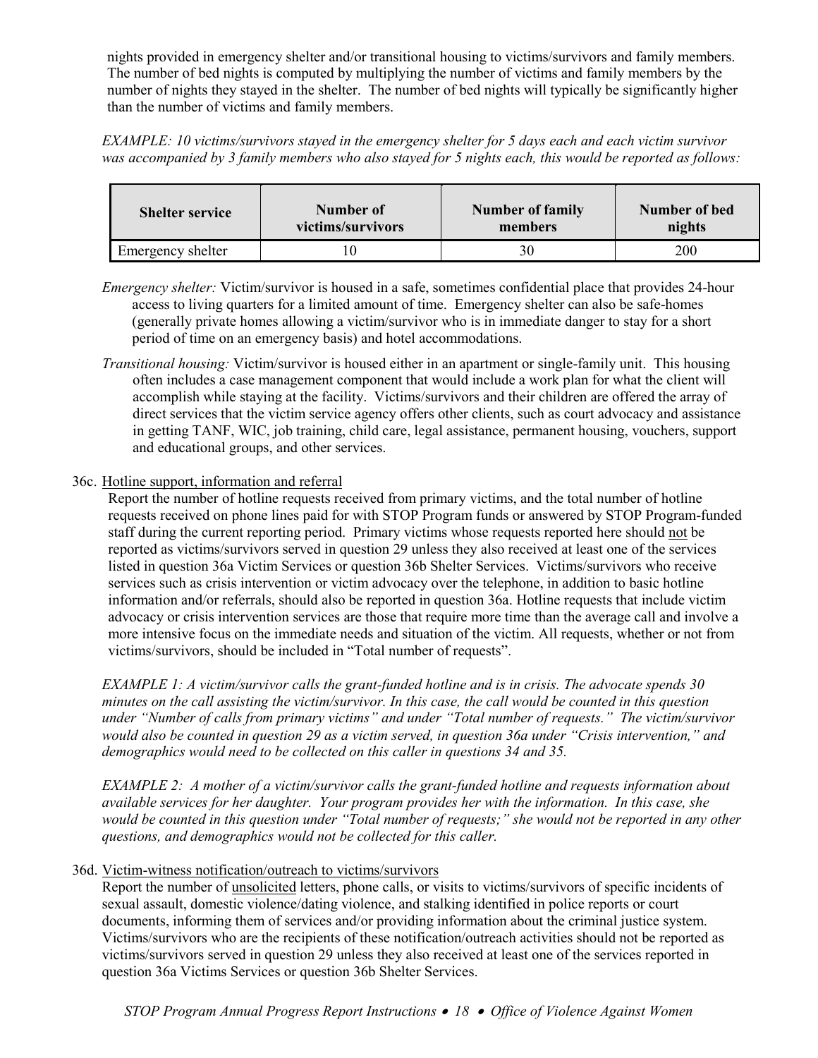nights provided in emergency shelter and/or transitional housing to victims/survivors and family members. The number of bed nights is computed by multiplying the number of victims and family members by the number of nights they stayed in the shelter. The number of bed nights will typically be significantly higher than the number of victims and family members.

*EXAMPLE: 10 victims/survivors stayed in the emergency shelter for 5 days each and each victim survivor was accompanied by 3 family members who also stayed for 5 nights each, this would be reported as follows:*

| Shelter service | Number of victims/survivors | Number of family members | Number of bed nights |
|---|---|---|---|
| Emergency shelter | 10 | 30 | 200 |

*Emergency shelter:* Victim/survivor is housed in a safe, sometimes confidential place that provides 24-hour access to living quarters for a limited amount of time. Emergency shelter can also be safe-homes (generally private homes allowing a victim/survivor who is in immediate danger to stay for a short period of time on an emergency basis) and hotel accommodations.

*Transitional housing:* Victim/survivor is housed either in an apartment or single-family unit. This housing often includes a case management component that would include a work plan for what the client will accomplish while staying at the facility. Victims/survivors and their children are offered the array of direct services that the victim service agency offers other clients, such as court advocacy and assistance in getting TANF, WIC, job training, child care, legal assistance, permanent housing, vouchers, support and educational groups, and other services.

36c. Hotline support, information and referral

Report the number of hotline requests received from primary victims, and the total number of hotline requests received on phone lines paid for with STOP Program funds or answered by STOP Program-funded staff during the current reporting period. Primary victims whose requests reported here should not be reported as victims/survivors served in question 29 unless they also received at least one of the services listed in question 36a Victim Services or question 36b Shelter Services. Victims/survivors who receive services such as crisis intervention or victim advocacy over the telephone, in addition to basic hotline information and/or referrals, should also be reported in question 36a. Hotline requests that include victim advocacy or crisis intervention services are those that require more time than the average call and involve a more intensive focus on the immediate needs and situation of the victim. All requests, whether or not from victims/survivors, should be included in "Total number of requests".

*EXAMPLE 1: A victim/survivor calls the grant-funded hotline and is in crisis. The advocate spends 30 minutes on the call assisting the victim/survivor. In this case, the call would be counted in this question under "Number of calls from primary victims" and under "Total number of requests." The victim/survivor would also be counted in question 29 as a victim served, in question 36a under "Crisis intervention," and demographics would need to be collected on this caller in questions 34 and 35.*

*EXAMPLE 2: A mother of a victim/survivor calls the grant-funded hotline and requests information about available services for her daughter. Your program provides her with the information. In this case, she would be counted in this question under "Total number of requests;" she would not be reported in any other questions, and demographics would not be collected for this caller.*

36d. Victim-witness notification/outreach to victims/survivors

Report the number of unsolicited letters, phone calls, or visits to victims/survivors of specific incidents of sexual assault, domestic violence/dating violence, and stalking identified in police reports or court documents, informing them of services and/or providing information about the criminal justice system. Victims/survivors who are the recipients of these notification/outreach activities should not be reported as victims/survivors served in question 29 unless they also received at least one of the services reported in question 36a Victims Services or question 36b Shelter Services.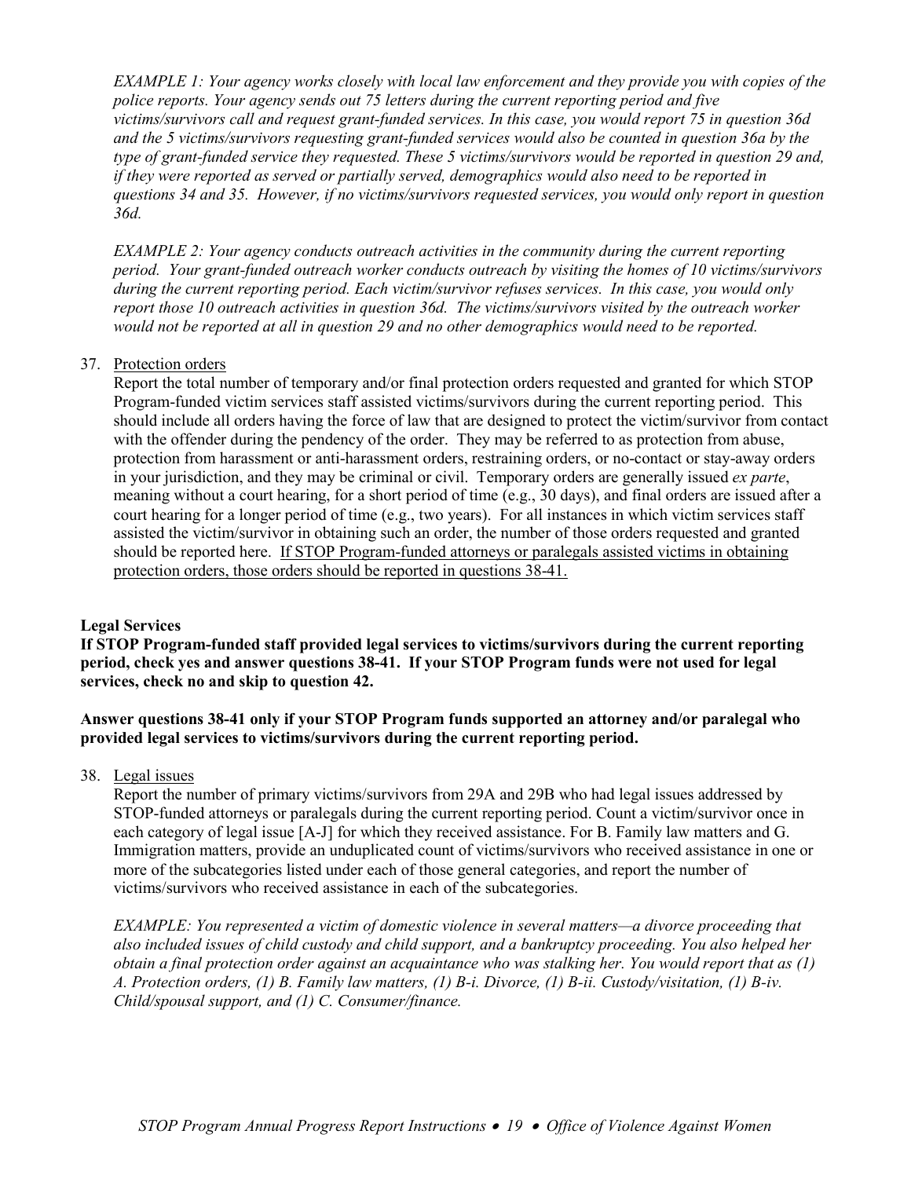*EXAMPLE 1: Your agency works closely with local law enforcement and they provide you with copies of the police reports. Your agency sends out 75 letters during the current reporting period and five victims/survivors call and request grant-funded services. In this case, you would report 75 in question 36d and the 5 victims/survivors requesting grant-funded services would also be counted in question 36a by the type of grant-funded service they requested. These 5 victims/survivors would be reported in question 29 and, if they were reported as served or partially served, demographics would also need to be reported in questions 34 and 35. However, if no victims/survivors requested services, you would only report in question 36d.*

*EXAMPLE 2: Your agency conducts outreach activities in the community during the current reporting period. Your grant-funded outreach worker conducts outreach by visiting the homes of 10 victims/survivors during the current reporting period. Each victim/survivor refuses services. In this case, you would only report those 10 outreach activities in question 36d. The victims/survivors visited by the outreach worker would not be reported at all in question 29 and no other demographics would need to be reported.*

37. Protection orders

    Report the total number of temporary and/or final protection orders requested and granted for which STOP Program-funded victim services staff assisted victims/survivors during the current reporting period. This should include all orders having the force of law that are designed to protect the victim/survivor from contact with the offender during the pendency of the order. They may be referred to as protection from abuse, protection from harassment or anti-harassment orders, restraining orders, or no-contact or stay-away orders in your jurisdiction, and they may be criminal or civil. Temporary orders are generally issued *ex parte*, meaning without a court hearing, for a short period of time (e.g., 30 days), and final orders are issued after a court hearing for a longer period of time (e.g., two years). For all instances in which victim services staff assisted the victim/survivor in obtaining such an order, the number of those orders requested and granted should be reported here. If STOP Program-funded attorneys or paralegals assisted victims in obtaining protection orders, those orders should be reported in questions 38-41.

**Legal Services**

**If STOP Program-funded staff provided legal services to victims/survivors during the current reporting period, check yes and answer questions 38-41. If your STOP Program funds were not used for legal services, check no and skip to question 42.**

**Answer questions 38-41 only if your STOP Program funds supported an attorney and/or paralegal who provided legal services to victims/survivors during the current reporting period.**

38. Legal issues

    Report the number of primary victims/survivors from 29A and 29B who had legal issues addressed by STOP-funded attorneys or paralegals during the current reporting period. Count a victim/survivor once in each category of legal issue [A-J] for which they received assistance. For B. Family law matters and G. Immigration matters, provide an unduplicated count of victims/survivors who received assistance in one or more of the subcategories listed under each of those general categories, and report the number of victims/survivors who received assistance in each of the subcategories.

    *EXAMPLE: You represented a victim of domestic violence in several matters—a divorce proceeding that also included issues of child custody and child support, and a bankruptcy proceeding. You also helped her obtain a final protection order against an acquaintance who was stalking her. You would report that as (1) A. Protection orders, (1) B. Family law matters, (1) B-i. Divorce, (1) B-ii. Custody/visitation, (1) B-iv. Child/spousal support, and (1) C. Consumer/finance.*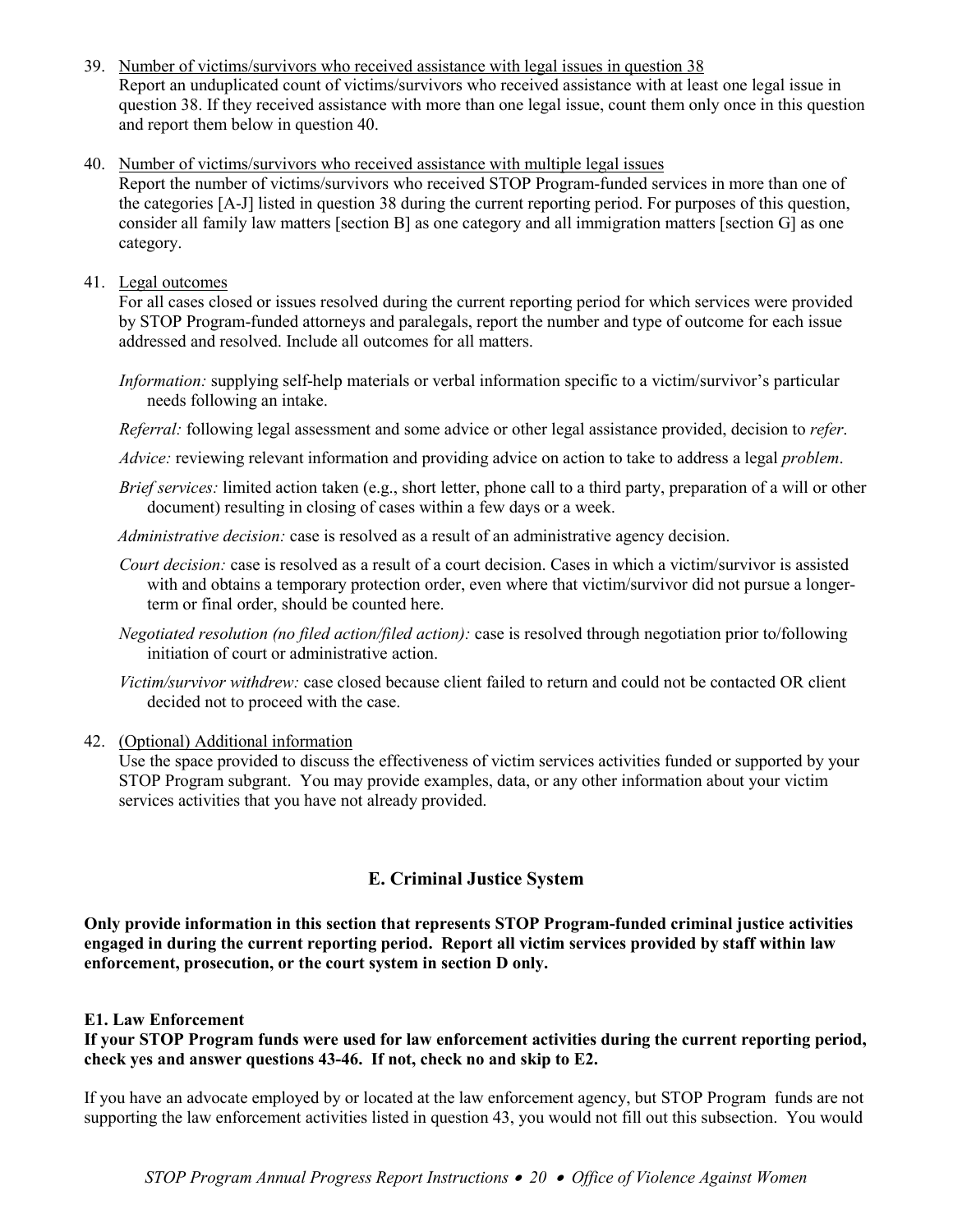39. <u>Number of victims/survivors who received assistance with legal issues in question 38</u>
    Report an unduplicated count of victims/survivors who received assistance with at least one legal issue in question 38. If they received assistance with more than one legal issue, count them only once in this question and report them below in question 40.

40. <u>Number of victims/survivors who received assistance with multiple legal issues</u>
    Report the number of victims/survivors who received STOP Program-funded services in more than one of the categories [A-J] listed in question 38 during the current reporting period. For purposes of this question, consider all family law matters [section B] as one category and all immigration matters [section G] as one category.

41. <u>Legal outcomes</u>
    For all cases closed or issues resolved during the current reporting period for which services were provided by STOP Program-funded attorneys and paralegals, report the number and type of outcome for each issue addressed and resolved. Include all outcomes for all matters.

    *Information:* supplying self-help materials or verbal information specific to a victim/survivor's particular needs following an intake.

    *Referral:* following legal assessment and some advice or other legal assistance provided, decision to *refer*.

    *Advice:* reviewing relevant information and providing advice on action to take to address a legal *problem*.

    *Brief services:* limited action taken (e.g., short letter, phone call to a third party, preparation of a will or other document) resulting in closing of cases within a few days or a week.

    *Administrative decision:* case is resolved as a result of an administrative agency decision.

    *Court decision:* case is resolved as a result of a court decision. Cases in which a victim/survivor is assisted with and obtains a temporary protection order, even where that victim/survivor did not pursue a longer-term or final order, should be counted here.

    *Negotiated resolution (no filed action/filed action):* case is resolved through negotiation prior to/following initiation of court or administrative action.

    *Victim/survivor withdrew:* case closed because client failed to return and could not be contacted OR client decided not to proceed with the case.

42. <u>(Optional) Additional information</u>
    Use the space provided to discuss the effectiveness of victim services activities funded or supported by your STOP Program subgrant. You may provide examples, data, or any other information about your victim services activities that you have not already provided.

## E. Criminal Justice System

**Only provide information in this section that represents STOP Program-funded criminal justice activities engaged in during the current reporting period. Report all victim services provided by staff within law enforcement, prosecution, or the court system in section D only.**

### E1. Law Enforcement

**If your STOP Program funds were used for law enforcement activities during the current reporting period, check yes and answer questions 43-46. If not, check no and skip to E2.**

If you have an advocate employed by or located at the law enforcement agency, but STOP Program funds are not supporting the law enforcement activities listed in question 43, you would not fill out this subsection. You would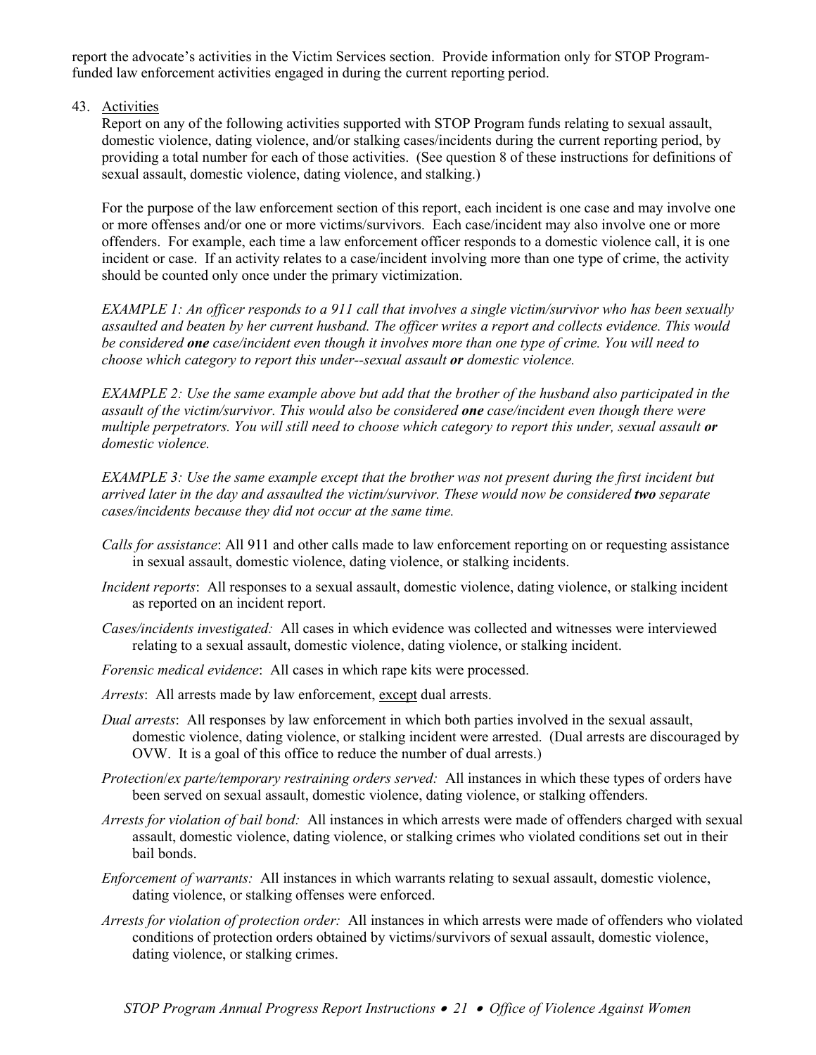report the advocate's activities in the Victim Services section. Provide information only for STOP Program-funded law enforcement activities engaged in during the current reporting period.

43. Activities

Report on any of the following activities supported with STOP Program funds relating to sexual assault, domestic violence, dating violence, and/or stalking cases/incidents during the current reporting period, by providing a total number for each of those activities. (See question 8 of these instructions for definitions of sexual assault, domestic violence, dating violence, and stalking.)

For the purpose of the law enforcement section of this report, each incident is one case and may involve one or more offenses and/or one or more victims/survivors. Each case/incident may also involve one or more offenders. For example, each time a law enforcement officer responds to a domestic violence call, it is one incident or case. If an activity relates to a case/incident involving more than one type of crime, the activity should be counted only once under the primary victimization.

*EXAMPLE 1: An officer responds to a 911 call that involves a single victim/survivor who has been sexually assaulted and beaten by her current husband. The officer writes a report and collects evidence. This would be considered **one** case/incident even though it involves more than one type of crime. You will need to choose which category to report this under--sexual assault **or** domestic violence.*

*EXAMPLE 2: Use the same example above but add that the brother of the husband also participated in the assault of the victim/survivor. This would also be considered **one** case/incident even though there were multiple perpetrators. You will still need to choose which category to report this under, sexual assault **or** domestic violence.*

*EXAMPLE 3: Use the same example except that the brother was not present during the first incident but arrived later in the day and assaulted the victim/survivor. These would now be considered **two** separate cases/incidents because they did not occur at the same time.*

*Calls for assistance*: All 911 and other calls made to law enforcement reporting on or requesting assistance in sexual assault, domestic violence, dating violence, or stalking incidents.

*Incident reports*: All responses to a sexual assault, domestic violence, dating violence, or stalking incident as reported on an incident report.

*Cases/incidents investigated:* All cases in which evidence was collected and witnesses were interviewed relating to a sexual assault, domestic violence, dating violence, or stalking incident.

*Forensic medical evidence*: All cases in which rape kits were processed.

*Arrests*: All arrests made by law enforcement, <u>except</u> dual arrests.

*Dual arrests*: All responses by law enforcement in which both parties involved in the sexual assault, domestic violence, dating violence, or stalking incident were arrested. (Dual arrests are discouraged by OVW. It is a goal of this office to reduce the number of dual arrests.)

*Protection/ex parte/temporary restraining orders served:* All instances in which these types of orders have been served on sexual assault, domestic violence, dating violence, or stalking offenders.

*Arrests for violation of bail bond:* All instances in which arrests were made of offenders charged with sexual assault, domestic violence, dating violence, or stalking crimes who violated conditions set out in their bail bonds.

*Enforcement of warrants:* All instances in which warrants relating to sexual assault, domestic violence, dating violence, or stalking offenses were enforced.

*Arrests for violation of protection order:* All instances in which arrests were made of offenders who violated conditions of protection orders obtained by victims/survivors of sexual assault, domestic violence, dating violence, or stalking crimes.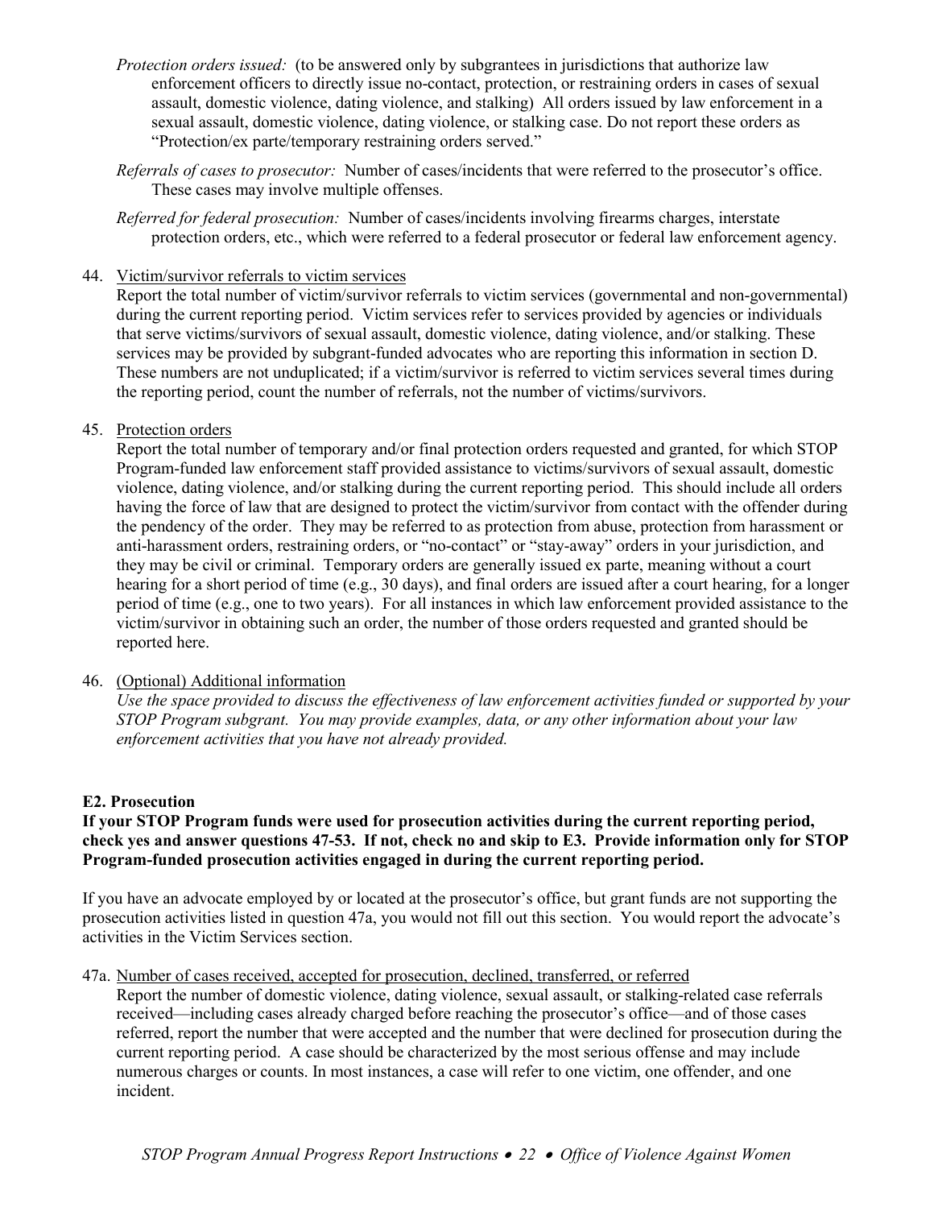*Protection orders issued:* (to be answered only by subgrantees in jurisdictions that authorize law enforcement officers to directly issue no-contact, protection, or restraining orders in cases of sexual assault, domestic violence, dating violence, and stalking) All orders issued by law enforcement in a sexual assault, domestic violence, dating violence, or stalking case. Do not report these orders as "Protection/ex parte/temporary restraining orders served."

*Referrals of cases to prosecutor:* Number of cases/incidents that were referred to the prosecutor's office. These cases may involve multiple offenses.

*Referred for federal prosecution:* Number of cases/incidents involving firearms charges, interstate protection orders, etc., which were referred to a federal prosecutor or federal law enforcement agency.

44. Victim/survivor referrals to victim services

Report the total number of victim/survivor referrals to victim services (governmental and non-governmental) during the current reporting period. Victim services refer to services provided by agencies or individuals that serve victims/survivors of sexual assault, domestic violence, dating violence, and/or stalking. These services may be provided by subgrant-funded advocates who are reporting this information in section D. These numbers are not unduplicated; if a victim/survivor is referred to victim services several times during the reporting period, count the number of referrals, not the number of victims/survivors.

45. Protection orders

Report the total number of temporary and/or final protection orders requested and granted, for which STOP Program-funded law enforcement staff provided assistance to victims/survivors of sexual assault, domestic violence, dating violence, and/or stalking during the current reporting period. This should include all orders having the force of law that are designed to protect the victim/survivor from contact with the offender during the pendency of the order. They may be referred to as protection from abuse, protection from harassment or anti-harassment orders, restraining orders, or "no-contact" or "stay-away" orders in your jurisdiction, and they may be civil or criminal. Temporary orders are generally issued ex parte, meaning without a court hearing for a short period of time (e.g., 30 days), and final orders are issued after a court hearing, for a longer period of time (e.g., one to two years). For all instances in which law enforcement provided assistance to the victim/survivor in obtaining such an order, the number of those orders requested and granted should be reported here.

46. (Optional) Additional information

*Use the space provided to discuss the effectiveness of law enforcement activities funded or supported by your STOP Program subgrant. You may provide examples, data, or any other information about your law enforcement activities that you have not already provided.*

### E2. Prosecution

**If your STOP Program funds were used for prosecution activities during the current reporting period, check yes and answer questions 47-53. If not, check no and skip to E3. Provide information only for STOP Program-funded prosecution activities engaged in during the current reporting period.**

If you have an advocate employed by or located at the prosecutor's office, but grant funds are not supporting the prosecution activities listed in question 47a, you would not fill out this section. You would report the advocate's activities in the Victim Services section.

47a. Number of cases received, accepted for prosecution, declined, transferred, or referred

Report the number of domestic violence, dating violence, sexual assault, or stalking-related case referrals received—including cases already charged before reaching the prosecutor's office—and of those cases referred, report the number that were accepted and the number that were declined for prosecution during the current reporting period. A case should be characterized by the most serious offense and may include numerous charges or counts. In most instances, a case will refer to one victim, one offender, and one incident.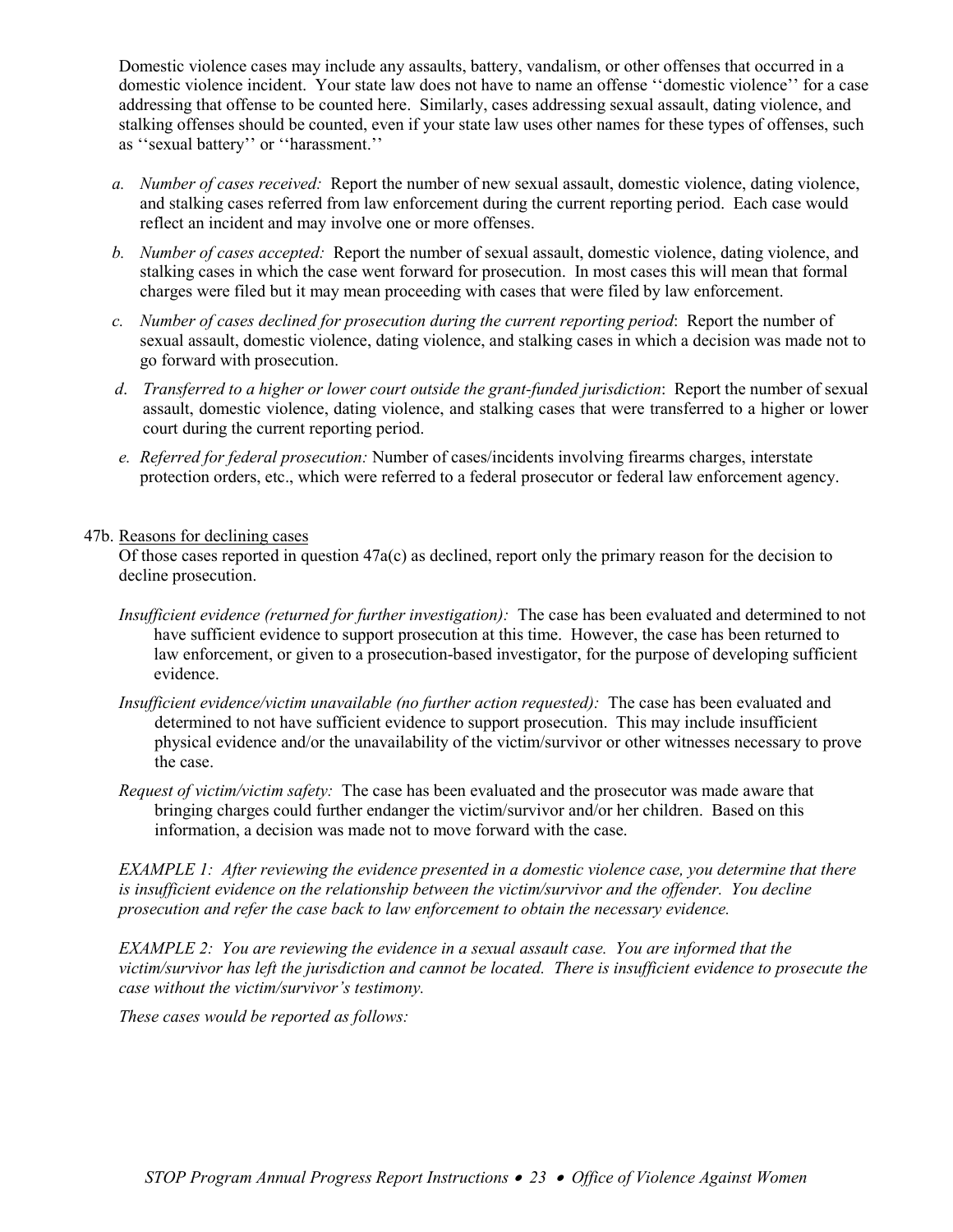Domestic violence cases may include any assaults, battery, vandalism, or other offenses that occurred in a domestic violence incident. Your state law does not have to name an offense ''domestic violence'' for a case addressing that offense to be counted here. Similarly, cases addressing sexual assault, dating violence, and stalking offenses should be counted, even if your state law uses other names for these types of offenses, such as ''sexual battery'' or ''harassment.''

*a. Number of cases received:* Report the number of new sexual assault, domestic violence, dating violence, and stalking cases referred from law enforcement during the current reporting period. Each case would reflect an incident and may involve one or more offenses.

*b. Number of cases accepted:* Report the number of sexual assault, domestic violence, dating violence, and stalking cases in which the case went forward for prosecution. In most cases this will mean that formal charges were filed but it may mean proceeding with cases that were filed by law enforcement.

*c. Number of cases declined for prosecution during the current reporting period*: Report the number of sexual assault, domestic violence, dating violence, and stalking cases in which a decision was made not to go forward with prosecution.

*d. Transferred to a higher or lower court outside the grant-funded jurisdiction*: Report the number of sexual assault, domestic violence, dating violence, and stalking cases that were transferred to a higher or lower court during the current reporting period.

*e. Referred for federal prosecution:* Number of cases/incidents involving firearms charges, interstate protection orders, etc., which were referred to a federal prosecutor or federal law enforcement agency.

47b. Reasons for declining cases

Of those cases reported in question 47a(c) as declined, report only the primary reason for the decision to decline prosecution.

*Insufficient evidence (returned for further investigation):* The case has been evaluated and determined to not have sufficient evidence to support prosecution at this time. However, the case has been returned to law enforcement, or given to a prosecution-based investigator, for the purpose of developing sufficient evidence.

*Insufficient evidence/victim unavailable (no further action requested):* The case has been evaluated and determined to not have sufficient evidence to support prosecution. This may include insufficient physical evidence and/or the unavailability of the victim/survivor or other witnesses necessary to prove the case.

*Request of victim/victim safety:* The case has been evaluated and the prosecutor was made aware that bringing charges could further endanger the victim/survivor and/or her children. Based on this information, a decision was made not to move forward with the case.

*EXAMPLE 1: After reviewing the evidence presented in a domestic violence case, you determine that there is insufficient evidence on the relationship between the victim/survivor and the offender. You decline prosecution and refer the case back to law enforcement to obtain the necessary evidence.*

*EXAMPLE 2: You are reviewing the evidence in a sexual assault case. You are informed that the victim/survivor has left the jurisdiction and cannot be located. There is insufficient evidence to prosecute the case without the victim/survivor's testimony.*

*These cases would be reported as follows:*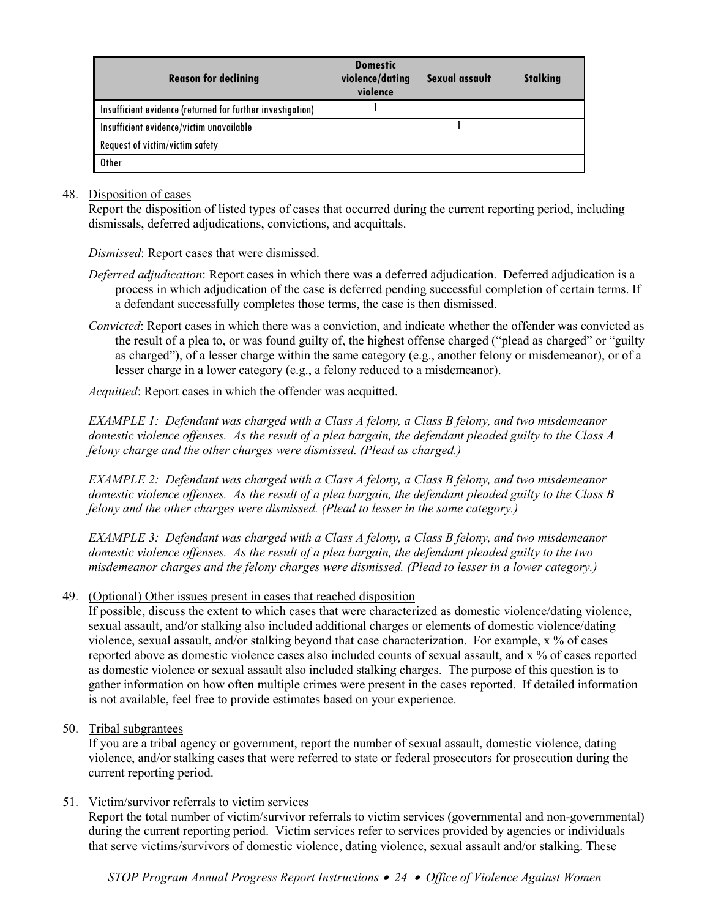| Reason for declining | Domestic violence/dating violence | Sexual assault | Stalking |
|---|---|---|---|
| Insufficient evidence (returned for further investigation) | 1 | | |
| Insufficient evidence/victim unavailable | | 1 | |
| Request of victim/victim safety | | | |
| Other | | | |

48. Disposition of cases

    Report the disposition of listed types of cases that occurred during the current reporting period, including dismissals, deferred adjudications, convictions, and acquittals.

    *Dismissed*: Report cases that were dismissed.

    *Deferred adjudication*: Report cases in which there was a deferred adjudication. Deferred adjudication is a process in which adjudication of the case is deferred pending successful completion of certain terms. If a defendant successfully completes those terms, the case is then dismissed.

    *Convicted*: Report cases in which there was a conviction, and indicate whether the offender was convicted as the result of a plea to, or was found guilty of, the highest offense charged ("plead as charged" or "guilty as charged"), of a lesser charge within the same category (e.g., another felony or misdemeanor), or of a lesser charge in a lower category (e.g., a felony reduced to a misdemeanor).

    *Acquitted*: Report cases in which the offender was acquitted.

    *EXAMPLE 1: Defendant was charged with a Class A felony, a Class B felony, and two misdemeanor domestic violence offenses. As the result of a plea bargain, the defendant pleaded guilty to the Class A felony charge and the other charges were dismissed. (Plead as charged.)*

    *EXAMPLE 2: Defendant was charged with a Class A felony, a Class B felony, and two misdemeanor domestic violence offenses. As the result of a plea bargain, the defendant pleaded guilty to the Class B felony and the other charges were dismissed. (Plead to lesser in the same category.)*

    *EXAMPLE 3: Defendant was charged with a Class A felony, a Class B felony, and two misdemeanor domestic violence offenses. As the result of a plea bargain, the defendant pleaded guilty to the two misdemeanor charges and the felony charges were dismissed. (Plead to lesser in a lower category.)*

49. (Optional) Other issues present in cases that reached disposition

    If possible, discuss the extent to which cases that were characterized as domestic violence/dating violence, sexual assault, and/or stalking also included additional charges or elements of domestic violence/dating violence, sexual assault, and/or stalking beyond that case characterization. For example, x % of cases reported above as domestic violence cases also included counts of sexual assault, and x % of cases reported as domestic violence or sexual assault also included stalking charges. The purpose of this question is to gather information on how often multiple crimes were present in the cases reported. If detailed information is not available, feel free to provide estimates based on your experience.

50. Tribal subgrantees

    If you are a tribal agency or government, report the number of sexual assault, domestic violence, dating violence, and/or stalking cases that were referred to state or federal prosecutors for prosecution during the current reporting period.

51. Victim/survivor referrals to victim services

    Report the total number of victim/survivor referrals to victim services (governmental and non-governmental) during the current reporting period. Victim services refer to services provided by agencies or individuals that serve victims/survivors of domestic violence, dating violence, sexual assault and/or stalking. These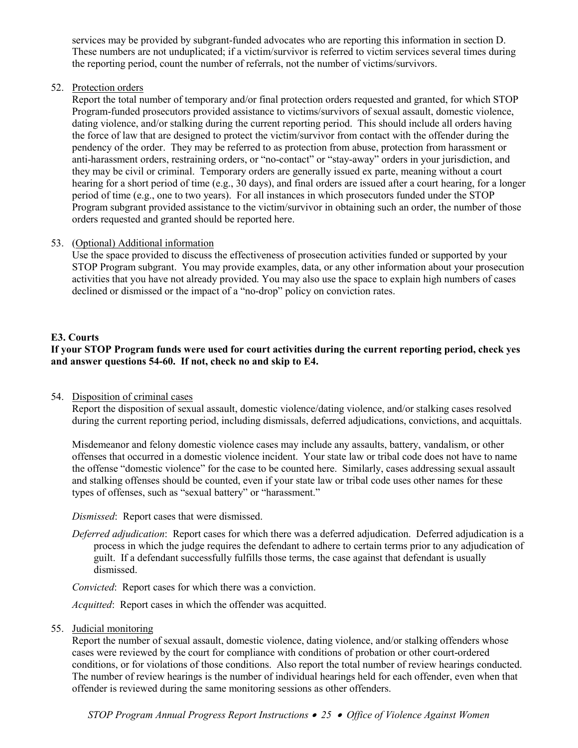services may be provided by subgrant-funded advocates who are reporting this information in section D. These numbers are not unduplicated; if a victim/survivor is referred to victim services several times during the reporting period, count the number of referrals, not the number of victims/survivors.

52. Protection orders

    Report the total number of temporary and/or final protection orders requested and granted, for which STOP Program-funded prosecutors provided assistance to victims/survivors of sexual assault, domestic violence, dating violence, and/or stalking during the current reporting period. This should include all orders having the force of law that are designed to protect the victim/survivor from contact with the offender during the pendency of the order. They may be referred to as protection from abuse, protection from harassment or anti-harassment orders, restraining orders, or "no-contact" or "stay-away" orders in your jurisdiction, and they may be civil or criminal. Temporary orders are generally issued ex parte, meaning without a court hearing for a short period of time (e.g., 30 days), and final orders are issued after a court hearing, for a longer period of time (e.g., one to two years). For all instances in which prosecutors funded under the STOP Program subgrant provided assistance to the victim/survivor in obtaining such an order, the number of those orders requested and granted should be reported here.

53. (Optional) Additional information

    Use the space provided to discuss the effectiveness of prosecution activities funded or supported by your STOP Program subgrant. You may provide examples, data, or any other information about your prosecution activities that you have not already provided. You may also use the space to explain high numbers of cases declined or dismissed or the impact of a "no-drop" policy on conviction rates.

### E3. Courts

**If your STOP Program funds were used for court activities during the current reporting period, check yes and answer questions 54-60. If not, check no and skip to E4.**

54. Disposition of criminal cases

    Report the disposition of sexual assault, domestic violence/dating violence, and/or stalking cases resolved during the current reporting period, including dismissals, deferred adjudications, convictions, and acquittals.

    Misdemeanor and felony domestic violence cases may include any assaults, battery, vandalism, or other offenses that occurred in a domestic violence incident. Your state law or tribal code does not have to name the offense "domestic violence" for the case to be counted here. Similarly, cases addressing sexual assault and stalking offenses should be counted, even if your state law or tribal code uses other names for these types of offenses, such as "sexual battery" or "harassment."

    *Dismissed*: Report cases that were dismissed.

    *Deferred adjudication*: Report cases for which there was a deferred adjudication. Deferred adjudication is a process in which the judge requires the defendant to adhere to certain terms prior to any adjudication of guilt. If a defendant successfully fulfills those terms, the case against that defendant is usually dismissed.

    *Convicted*: Report cases for which there was a conviction.

    *Acquitted*: Report cases in which the offender was acquitted.

55. Judicial monitoring

    Report the number of sexual assault, domestic violence, dating violence, and/or stalking offenders whose cases were reviewed by the court for compliance with conditions of probation or other court-ordered conditions, or for violations of those conditions. Also report the total number of review hearings conducted. The number of review hearings is the number of individual hearings held for each offender, even when that offender is reviewed during the same monitoring sessions as other offenders.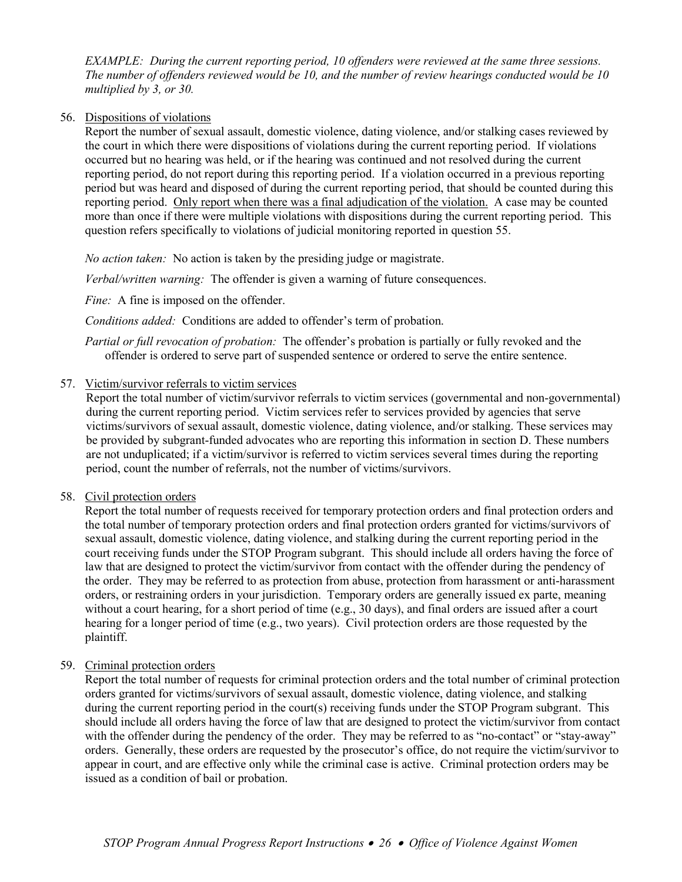*EXAMPLE: During the current reporting period, 10 offenders were reviewed at the same three sessions. The number of offenders reviewed would be 10, and the number of review hearings conducted would be 10 multiplied by 3, or 30.*

56. Dispositions of violations

Report the number of sexual assault, domestic violence, dating violence, and/or stalking cases reviewed by the court in which there were dispositions of violations during the current reporting period. If violations occurred but no hearing was held, or if the hearing was continued and not resolved during the current reporting period, do not report during this reporting period. If a violation occurred in a previous reporting period but was heard and disposed of during the current reporting period, that should be counted during this reporting period. Only report when there was a final adjudication of the violation. A case may be counted more than once if there were multiple violations with dispositions during the current reporting period. This question refers specifically to violations of judicial monitoring reported in question 55.

*No action taken:* No action is taken by the presiding judge or magistrate.

*Verbal/written warning:* The offender is given a warning of future consequences.

*Fine:* A fine is imposed on the offender.

*Conditions added:* Conditions are added to offender's term of probation.

*Partial or full revocation of probation:* The offender's probation is partially or fully revoked and the offender is ordered to serve part of suspended sentence or ordered to serve the entire sentence.

57. Victim/survivor referrals to victim services

Report the total number of victim/survivor referrals to victim services (governmental and non-governmental) during the current reporting period. Victim services refer to services provided by agencies that serve victims/survivors of sexual assault, domestic violence, dating violence, and/or stalking. These services may be provided by subgrant-funded advocates who are reporting this information in section D. These numbers are not unduplicated; if a victim/survivor is referred to victim services several times during the reporting period, count the number of referrals, not the number of victims/survivors.

58. Civil protection orders

Report the total number of requests received for temporary protection orders and final protection orders and the total number of temporary protection orders and final protection orders granted for victims/survivors of sexual assault, domestic violence, dating violence, and stalking during the current reporting period in the court receiving funds under the STOP Program subgrant. This should include all orders having the force of law that are designed to protect the victim/survivor from contact with the offender during the pendency of the order. They may be referred to as protection from abuse, protection from harassment or anti-harassment orders, or restraining orders in your jurisdiction. Temporary orders are generally issued ex parte, meaning without a court hearing, for a short period of time (e.g., 30 days), and final orders are issued after a court hearing for a longer period of time (e.g., two years). Civil protection orders are those requested by the plaintiff.

59. Criminal protection orders

Report the total number of requests for criminal protection orders and the total number of criminal protection orders granted for victims/survivors of sexual assault, domestic violence, dating violence, and stalking during the current reporting period in the court(s) receiving funds under the STOP Program subgrant. This should include all orders having the force of law that are designed to protect the victim/survivor from contact with the offender during the pendency of the order. They may be referred to as "no-contact" or "stay-away" orders. Generally, these orders are requested by the prosecutor's office, do not require the victim/survivor to appear in court, and are effective only while the criminal case is active. Criminal protection orders may be issued as a condition of bail or probation.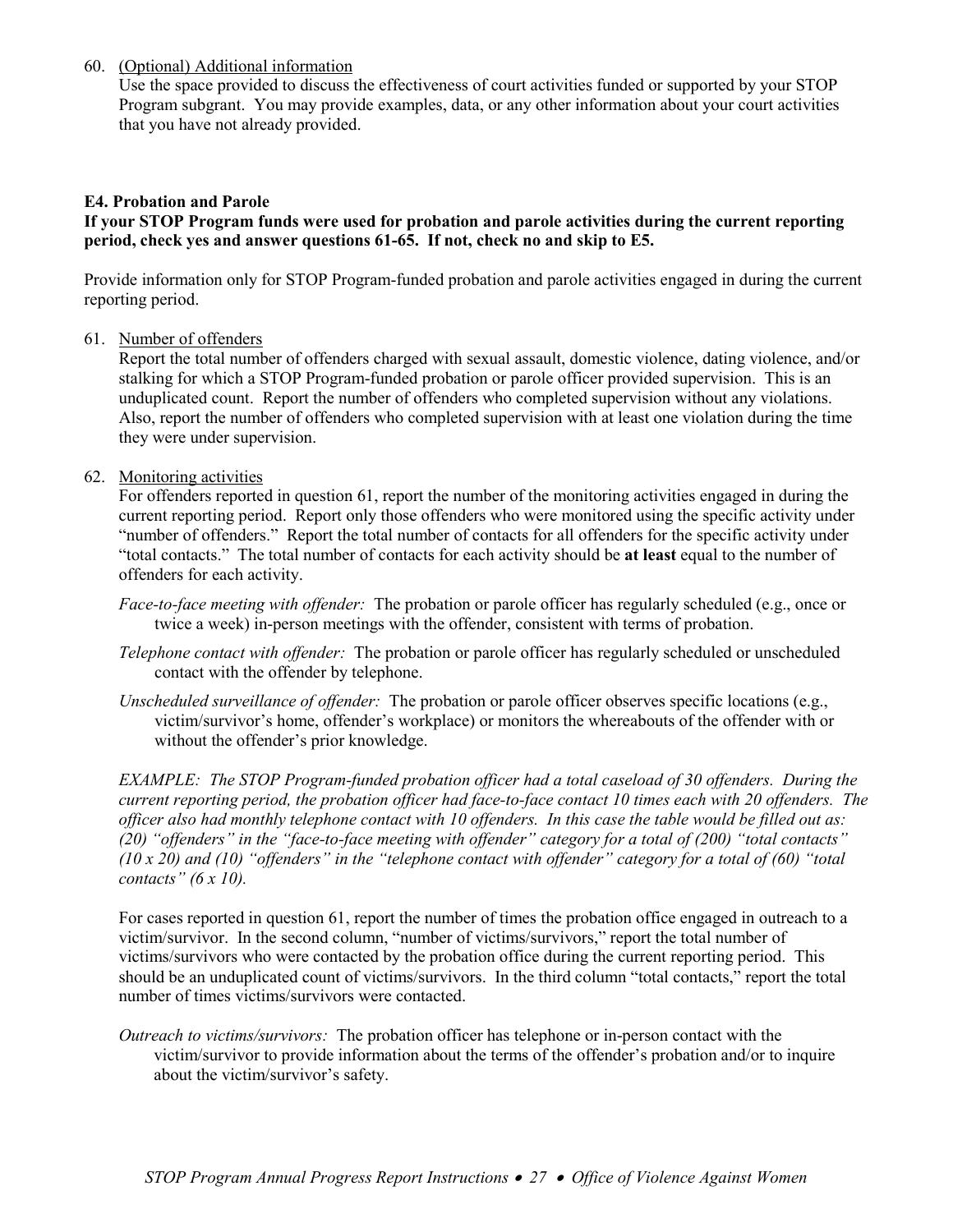60. <u>(Optional) Additional information</u>
    Use the space provided to discuss the effectiveness of court activities funded or supported by your STOP Program subgrant. You may provide examples, data, or any other information about your court activities that you have not already provided.

**E4. Probation and Parole**
**If your STOP Program funds were used for probation and parole activities during the current reporting period, check yes and answer questions 61-65. If not, check no and skip to E5.**

Provide information only for STOP Program-funded probation and parole activities engaged in during the current reporting period.

61. <u>Number of offenders</u>
    Report the total number of offenders charged with sexual assault, domestic violence, dating violence, and/or stalking for which a STOP Program-funded probation or parole officer provided supervision. This is an unduplicated count. Report the number of offenders who completed supervision without any violations. Also, report the number of offenders who completed supervision with at least one violation during the time they were under supervision.

62. <u>Monitoring activities</u>
    For offenders reported in question 61, report the number of the monitoring activities engaged in during the current reporting period. Report only those offenders who were monitored using the specific activity under "number of offenders." Report the total number of contacts for all offenders for the specific activity under "total contacts." The total number of contacts for each activity should be **at least** equal to the number of offenders for each activity.

    *Face-to-face meeting with offender:* The probation or parole officer has regularly scheduled (e.g., once or twice a week) in-person meetings with the offender, consistent with terms of probation.

    *Telephone contact with offender:* The probation or parole officer has regularly scheduled or unscheduled contact with the offender by telephone.

    *Unscheduled surveillance of offender:* The probation or parole officer observes specific locations (e.g., victim/survivor's home, offender's workplace) or monitors the whereabouts of the offender with or without the offender's prior knowledge.

    *EXAMPLE: The STOP Program-funded probation officer had a total caseload of 30 offenders. During the current reporting period, the probation officer had face-to-face contact 10 times each with 20 offenders. The officer also had monthly telephone contact with 10 offenders. In this case the table would be filled out as: (20) "offenders" in the "face-to-face meeting with offender" category for a total of (200) "total contacts" (10 x 20) and (10) "offenders" in the "telephone contact with offender" category for a total of (60) "total contacts" (6 x 10).*

    For cases reported in question 61, report the number of times the probation office engaged in outreach to a victim/survivor. In the second column, "number of victims/survivors," report the total number of victims/survivors who were contacted by the probation office during the current reporting period. This should be an unduplicated count of victims/survivors. In the third column "total contacts," report the total number of times victims/survivors were contacted.

    *Outreach to victims/survivors:* The probation officer has telephone or in-person contact with the victim/survivor to provide information about the terms of the offender's probation and/or to inquire about the victim/survivor's safety.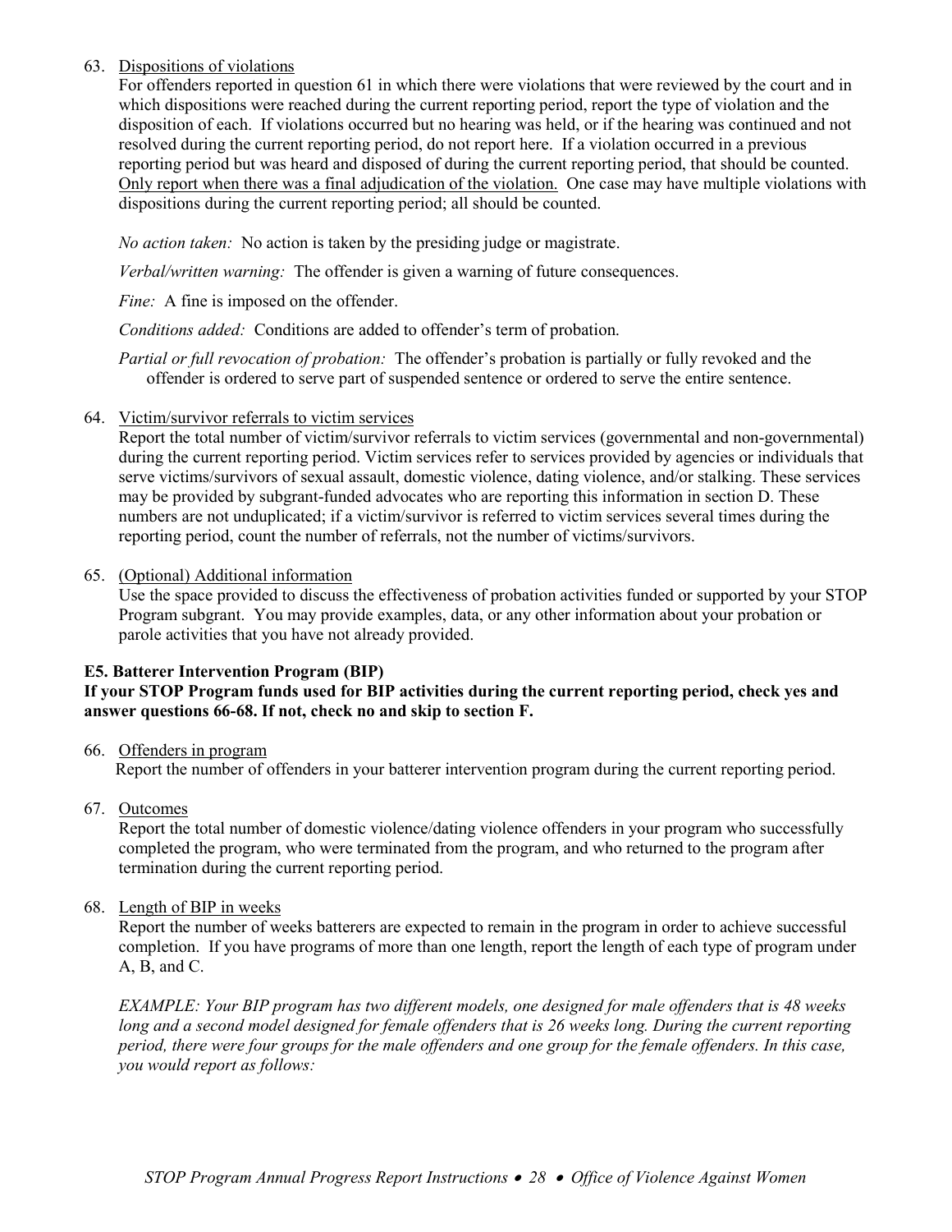63. Dispositions of violations

For offenders reported in question 61 in which there were violations that were reviewed by the court and in which dispositions were reached during the current reporting period, report the type of violation and the disposition of each. If violations occurred but no hearing was held, or if the hearing was continued and not resolved during the current reporting period, do not report here. If a violation occurred in a previous reporting period but was heard and disposed of during the current reporting period, that should be counted. Only report when there was a final adjudication of the violation. One case may have multiple violations with dispositions during the current reporting period; all should be counted.

*No action taken:* No action is taken by the presiding judge or magistrate.

*Verbal/written warning:* The offender is given a warning of future consequences.

*Fine:* A fine is imposed on the offender.

*Conditions added:* Conditions are added to offender's term of probation.

*Partial or full revocation of probation:* The offender's probation is partially or fully revoked and the offender is ordered to serve part of suspended sentence or ordered to serve the entire sentence.

64. Victim/survivor referrals to victim services

Report the total number of victim/survivor referrals to victim services (governmental and non-governmental) during the current reporting period. Victim services refer to services provided by agencies or individuals that serve victims/survivors of sexual assault, domestic violence, dating violence, and/or stalking. These services may be provided by subgrant-funded advocates who are reporting this information in section D. These numbers are not unduplicated; if a victim/survivor is referred to victim services several times during the reporting period, count the number of referrals, not the number of victims/survivors.

65. (Optional) Additional information

Use the space provided to discuss the effectiveness of probation activities funded or supported by your STOP Program subgrant. You may provide examples, data, or any other information about your probation or parole activities that you have not already provided.

**E5. Batterer Intervention Program (BIP)**

**If your STOP Program funds used for BIP activities during the current reporting period, check yes and answer questions 66-68. If not, check no and skip to section F.**

66. Offenders in program

Report the number of offenders in your batterer intervention program during the current reporting period.

67. Outcomes

Report the total number of domestic violence/dating violence offenders in your program who successfully completed the program, who were terminated from the program, and who returned to the program after termination during the current reporting period.

68. Length of BIP in weeks

Report the number of weeks batterers are expected to remain in the program in order to achieve successful completion. If you have programs of more than one length, report the length of each type of program under A, B, and C.

*EXAMPLE: Your BIP program has two different models, one designed for male offenders that is 48 weeks long and a second model designed for female offenders that is 26 weeks long. During the current reporting period, there were four groups for the male offenders and one group for the female offenders. In this case, you would report as follows:*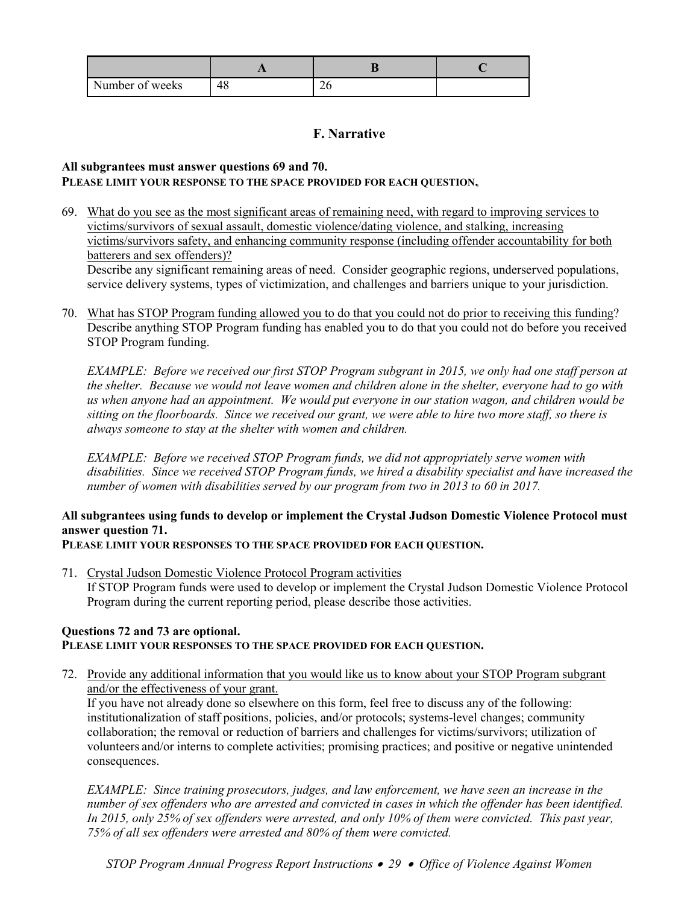| | A | B | C |
|---|---|---|---|
| Number of weeks | 48 | 26 | |

## F. Narrative

**All subgrantees must answer questions 69 and 70.**
**PLEASE LIMIT YOUR RESPONSE TO THE SPACE PROVIDED FOR EACH QUESTION.**

69. What do you see as the most significant areas of remaining need, with regard to improving services to victims/survivors of sexual assault, domestic violence/dating violence, and stalking, increasing victims/survivors safety, and enhancing community response (including offender accountability for both batterers and sex offenders)?
Describe any significant remaining areas of need. Consider geographic regions, underserved populations, service delivery systems, types of victimization, and challenges and barriers unique to your jurisdiction.

70. What has STOP Program funding allowed you to do that you could not do prior to receiving this funding? Describe anything STOP Program funding has enabled you to do that you could not do before you received STOP Program funding.

*EXAMPLE: Before we received our first STOP Program subgrant in 2015, we only had one staff person at the shelter. Because we would not leave women and children alone in the shelter, everyone had to go with us when anyone had an appointment. We would put everyone in our station wagon, and children would be sitting on the floorboards. Since we received our grant, we were able to hire two more staff, so there is always someone to stay at the shelter with women and children.*

*EXAMPLE: Before we received STOP Program funds, we did not appropriately serve women with disabilities. Since we received STOP Program funds, we hired a disability specialist and have increased the number of women with disabilities served by our program from two in 2013 to 60 in 2017.*

**All subgrantees using funds to develop or implement the Crystal Judson Domestic Violence Protocol must answer question 71.**
**PLEASE LIMIT YOUR RESPONSES TO THE SPACE PROVIDED FOR EACH QUESTION.**

71. Crystal Judson Domestic Violence Protocol Program activities
If STOP Program funds were used to develop or implement the Crystal Judson Domestic Violence Protocol Program during the current reporting period, please describe those activities.

**Questions 72 and 73 are optional.**
**PLEASE LIMIT YOUR RESPONSES TO THE SPACE PROVIDED FOR EACH QUESTION.**

72. Provide any additional information that you would like us to know about your STOP Program subgrant and/or the effectiveness of your grant.
If you have not already done so elsewhere on this form, feel free to discuss any of the following: institutionalization of staff positions, policies, and/or protocols; systems-level changes; community collaboration; the removal or reduction of barriers and challenges for victims/survivors; utilization of volunteers and/or interns to complete activities; promising practices; and positive or negative unintended consequences.

*EXAMPLE: Since training prosecutors, judges, and law enforcement, we have seen an increase in the number of sex offenders who are arrested and convicted in cases in which the offender has been identified. In 2015, only 25% of sex offenders were arrested, and only 10% of them were convicted. This past year, 75% of all sex offenders were arrested and 80% of them were convicted.*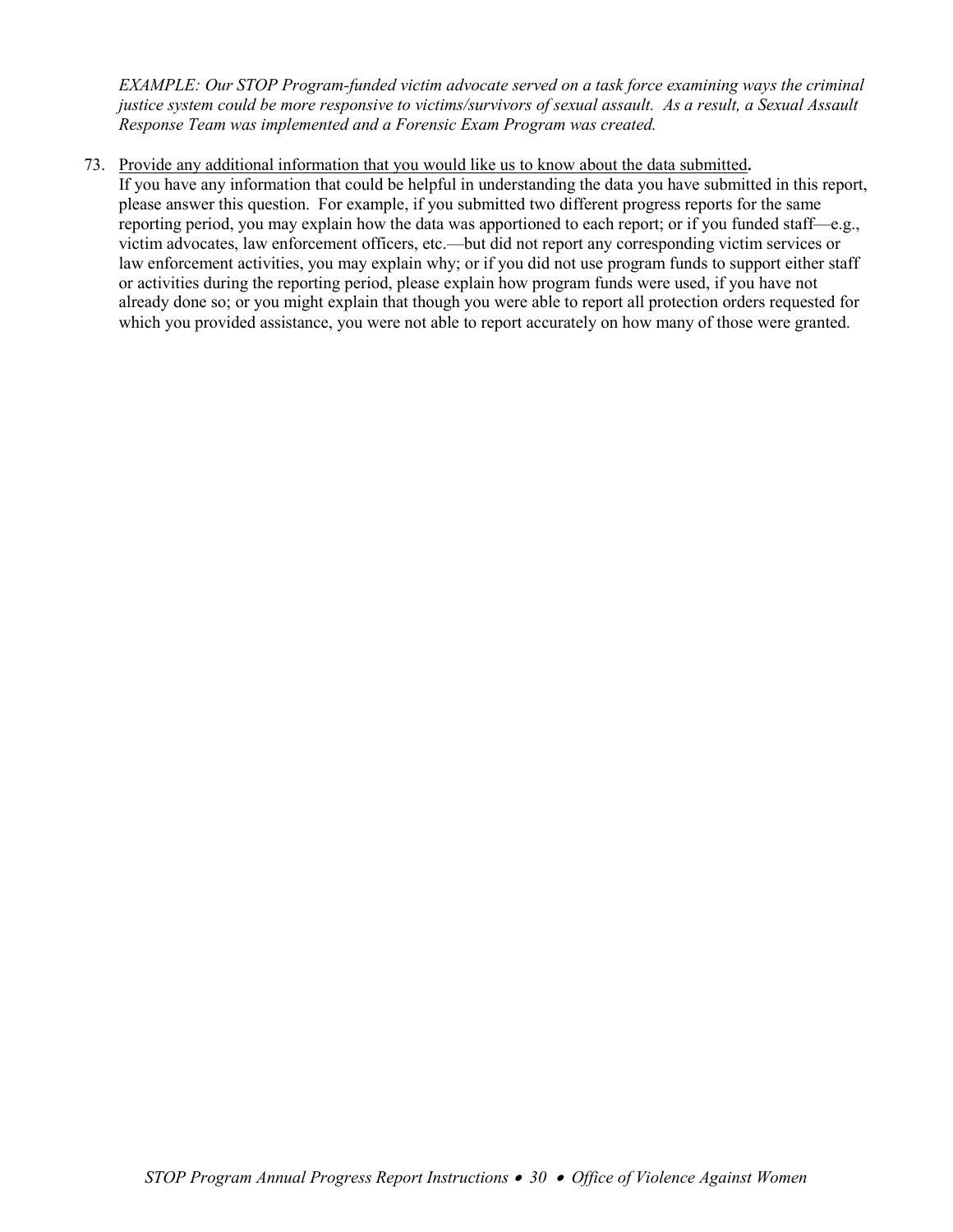*EXAMPLE: Our STOP Program-funded victim advocate served on a task force examining ways the criminal justice system could be more responsive to victims/survivors of sexual assault. As a result, a Sexual Assault Response Team was implemented and a Forensic Exam Program was created.*

73. <u>Provide any additional information that you would like us to know about the data submitted</u>**.**
    If you have any information that could be helpful in understanding the data you have submitted in this report, please answer this question. For example, if you submitted two different progress reports for the same reporting period, you may explain how the data was apportioned to each report; or if you funded staff—e.g., victim advocates, law enforcement officers, etc.—but did not report any corresponding victim services or law enforcement activities, you may explain why; or if you did not use program funds to support either staff or activities during the reporting period, please explain how program funds were used, if you have not already done so; or you might explain that though you were able to report all protection orders requested for which you provided assistance, you were not able to report accurately on how many of those were granted.